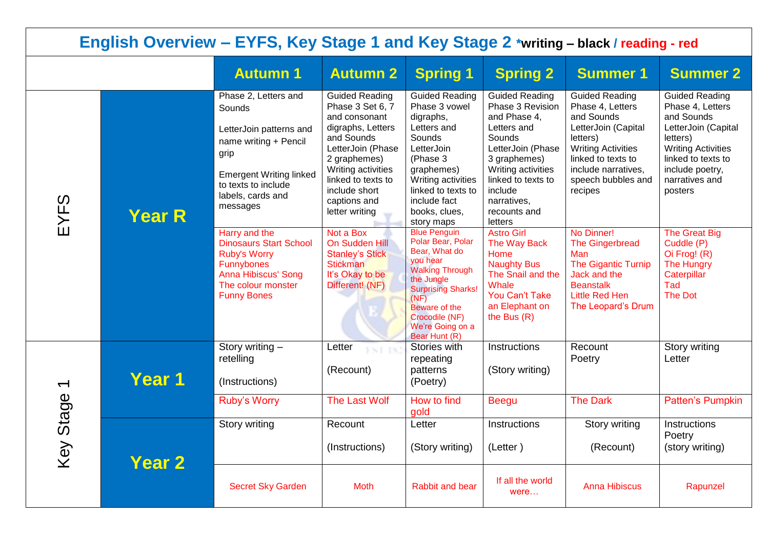# English Overview – EYFS, Key Stage 1 and Key Stage 2 *writing – black / reading - red

| | | Autumn 1 | Autumn 2 | Spring 1 | Spring 2 | Summer 1 | Summer 2 |
|---|---|---|---|---|---|---|---|
| EYFS | Year R | Phase 2, Letters and Sounds<br><br>LetterJoin patterns and name writing + Pencil grip<br><br>Emergent Writing linked to texts to include labels, cards and messages | Guided Reading<br>Phase 3 Set 6, 7 and consonant digraphs, Letters and Sounds<br>LetterJoin (Phase 2 graphemes)<br>Writing activities linked to texts to include short captions and letter writing | Guided Reading<br>Phase 3 vowel digraphs, Letters and Sounds<br>LetterJoin (Phase 3 graphemes)<br>Writing activities linked to texts to include fact books, clues, story maps | Guided Reading<br>Phase 3 Revision and Phase 4, Letters and Sounds<br>LetterJoin (Phase 3 graphemes)<br>Writing activities linked to texts to include narratives, recounts and letters | Guided Reading<br>Phase 4, Letters and Sounds<br>LetterJoin (Capital letters)<br>Writing Activities linked to texts to include narratives, speech bubbles and recipes | Guided Reading<br>Phase 4, Letters and Sounds<br>LetterJoin (Capital letters)<br>Writing Activities linked to texts to include poetry, narratives and posters |
| | | Harry and the Dinosaurs Start School<br>Ruby's Worry<br>Funnybones<br>Anna Hibiscus' Song<br>The colour monster<br>Funny Bones | Not a Box<br>On Sudden Hill<br>Stanley's Stick<br>Stickman<br>It's Okay to be Different! (NF) | Blue Penguin<br>Polar Bear, Polar Bear, What do you hear<br>Walking Through the Jungle<br>Surprising Sharks! (NF)<br>Beware of the Crocodile (NF)<br>We're Going on a Bear Hunt (R) | Astro Girl<br>The Way Back Home<br>Naughty Bus<br>The Snail and the Whale<br>You Can't Take an Elephant on the Bus (R) | No Dinner!<br>The Gingerbread Man<br>The Gigantic Turnip<br>Jack and the Beanstalk<br>Little Red Hen<br>The Leopard's Drum | The Great Big Cuddle (P)<br>Oi Frog! (R)<br>The Hungry Caterpillar<br>Tad<br>The Dot |
| Key Stage 1 | Year 1 | Story writing – retelling<br><br>(Instructions) | Letter<br><br>(Recount) | Stories with repeating patterns<br>(Poetry) | Instructions<br><br>(Story writing) | Recount<br>Poetry | Story writing<br>Letter |
| | | Ruby's Worry | The Last Wolf | How to find gold | Beegu | The Dark | Patten's Pumpkin |
| | Year 2 | Story writing | Recount<br><br>(Instructions) | Letter<br><br>(Story writing) | Instructions<br><br>(Letter ) | Story writing<br><br>(Recount) | Instructions<br>Poetry<br>(story writing) |
| | | Secret Sky Garden | Moth | Rabbit and bear | If all the world were… | Anna Hibiscus | Rapunzel |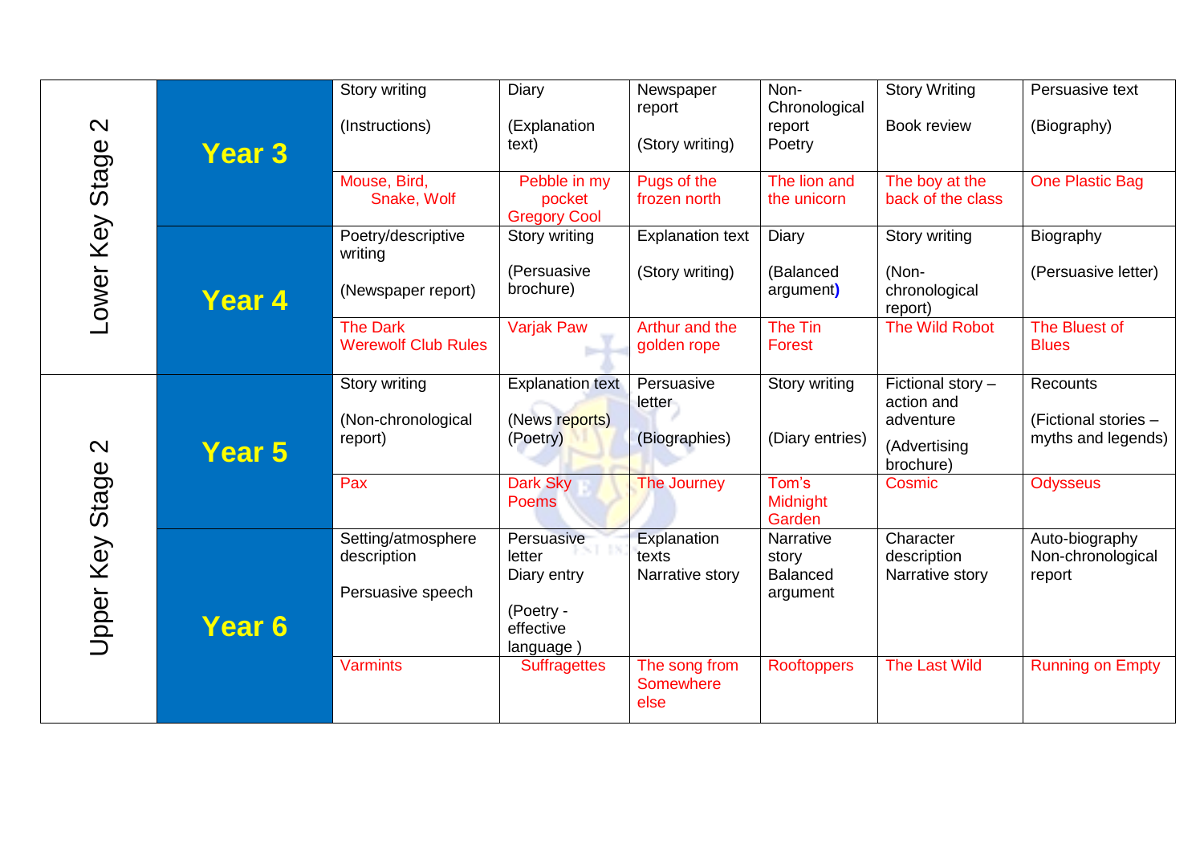| | | | | | | | |
|---|---|---|---|---|---|---|---|
| Lower Key Stage 2 | Year 3 | Story writing<br><br>(Instructions) | Diary<br><br>(Explanation text) | Newspaper report<br><br>(Story writing) | Non-Chronological report<br>Poetry | Story Writing<br><br>Book review | Persuasive text<br><br>(Biography) |
| | | Mouse, Bird, Snake, Wolf | Pebble in my pocket<br>Gregory Cool | Pugs of the frozen north | The lion and the unicorn | The boy at the back of the class | One Plastic Bag |
| | Year 4 | Poetry/descriptive writing<br><br>(Newspaper report) | Story writing<br><br>(Persuasive brochure) | Explanation text<br><br>(Story writing) | Diary<br><br>(Balanced argument) | Story writing<br><br>(Non-chronological report) | Biography<br><br>(Persuasive letter) |
| | | The Dark Werewolf Club Rules | Varjak Paw | Arthur and the golden rope | The Tin Forest | The Wild Robot | The Bluest of Blues |
| Upper Key Stage 2 | Year 5 | Story writing<br><br>(Non-chronological report) | Explanation text<br><br>(News reports)<br>(Poetry) | Persuasive letter<br><br>(Biographies) | Story writing<br><br>(Diary entries) | Fictional story – action and adventure<br>(Advertising brochure) | Recounts<br><br>(Fictional stories – myths and legends) |
| | | Pax | Dark Sky Poems | The Journey | Tom's Midnight Garden | Cosmic | Odysseus |
| | Year 6 | Setting/atmosphere description<br><br>Persuasive speech | Persuasive letter<br>Diary entry<br><br>(Poetry - effective language ) | Explanation texts<br>Narrative story | Narrative story<br>Balanced argument | Character description<br>Narrative story | Auto-biography<br>Non-chronological report |
| | | Varmints | Suffragettes | The song from Somewhere else | Rooftoppers | The Last Wild | Running on Empty |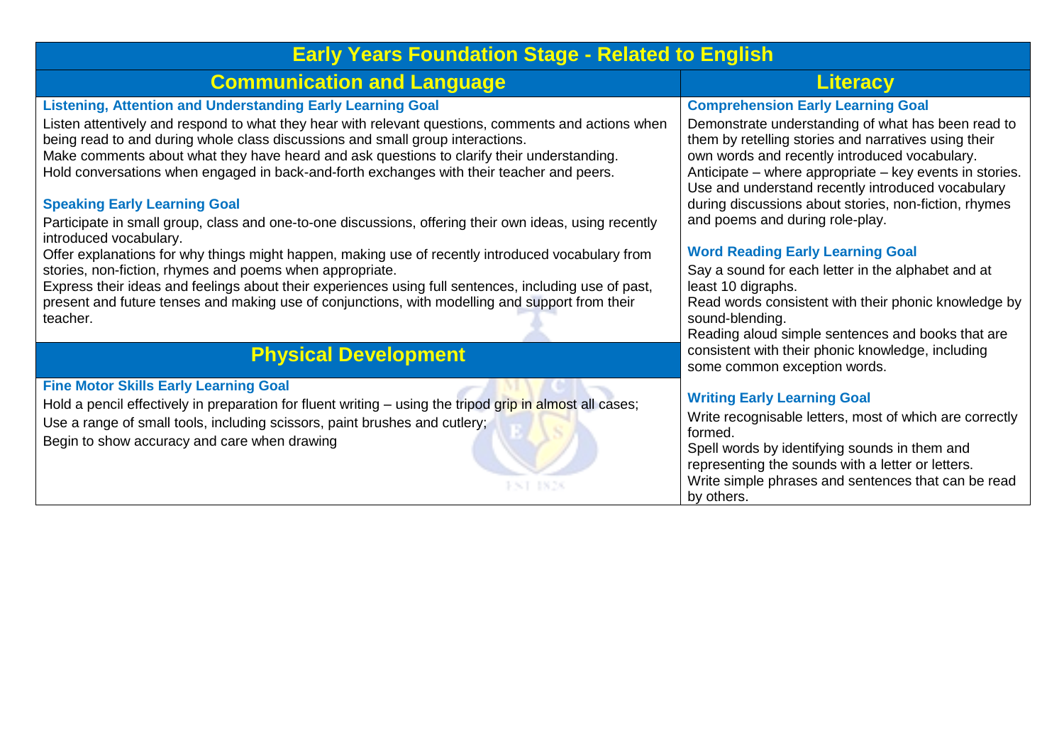# Early Years Foundation Stage - Related to English

## Communication and Language

### Listening, Attention and Understanding Early Learning Goal

Listen attentively and respond to what they hear with relevant questions, comments and actions when being read to and during whole class discussions and small group interactions.
Make comments about what they have heard and ask questions to clarify their understanding.
Hold conversations when engaged in back-and-forth exchanges with their teacher and peers.

### Speaking Early Learning Goal

Participate in small group, class and one-to-one discussions, offering their own ideas, using recently introduced vocabulary.
Offer explanations for why things might happen, making use of recently introduced vocabulary from stories, non-fiction, rhymes and poems when appropriate.
Express their ideas and feelings about their experiences using full sentences, including use of past, present and future tenses and making use of conjunctions, with modelling and support from their teacher.

## Physical Development

### Fine Motor Skills Early Learning Goal

Hold a pencil effectively in preparation for fluent writing – using the tripod grip in almost all cases;
Use a range of small tools, including scissors, paint brushes and cutlery;
Begin to show accuracy and care when drawing

## Literacy

### Comprehension Early Learning Goal

Demonstrate understanding of what has been read to them by retelling stories and narratives using their own words and recently introduced vocabulary.
Anticipate – where appropriate – key events in stories.
Use and understand recently introduced vocabulary during discussions about stories, non-fiction, rhymes and poems and during role-play.

### Word Reading Early Learning Goal

Say a sound for each letter in the alphabet and at least 10 digraphs.
Read words consistent with their phonic knowledge by sound-blending.
Reading aloud simple sentences and books that are consistent with their phonic knowledge, including some common exception words.

### Writing Early Learning Goal

Write recognisable letters, most of which are correctly formed.
Spell words by identifying sounds in them and representing the sounds with a letter or letters.
Write simple phrases and sentences that can be read by others.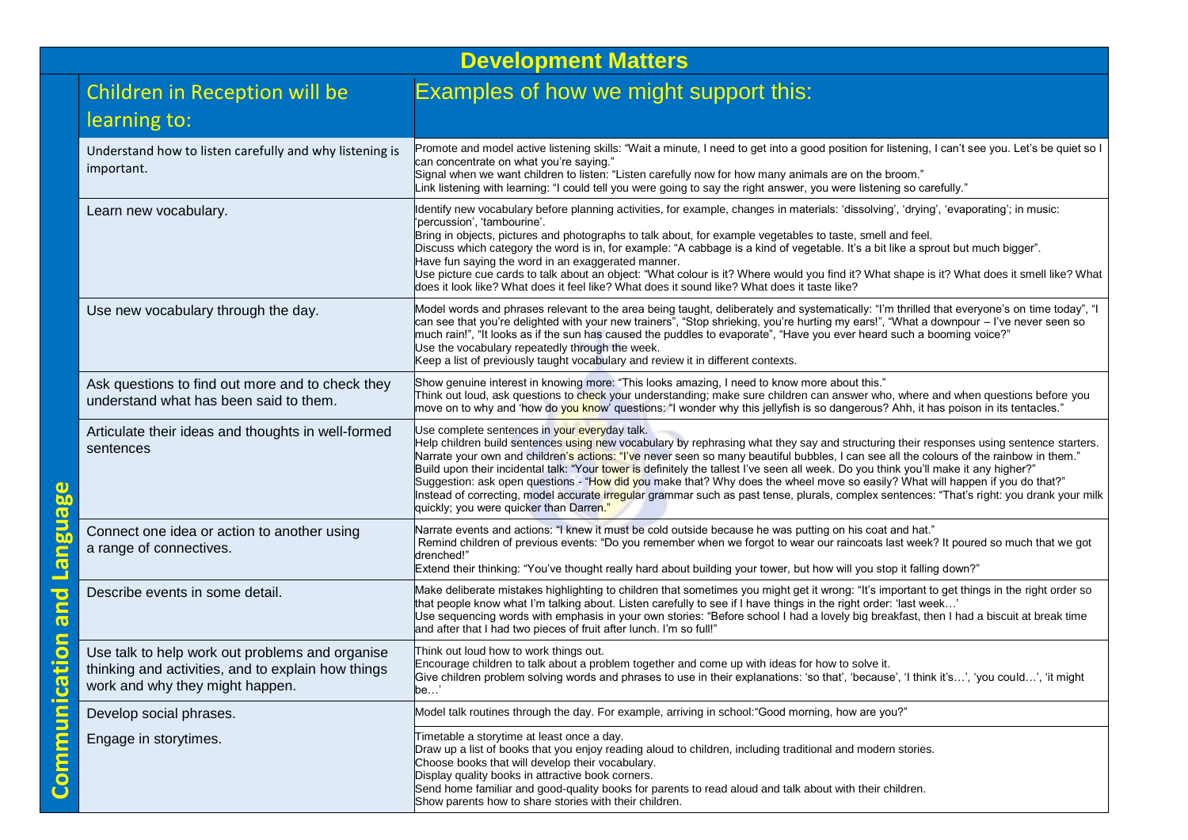# Development Matters

## Communication and Language

| Children in Reception will be learning to: | Examples of how we might support this: |
|---|---|
| Understand how to listen carefully and why listening is important. | Promote and model active listening skills: "Wait a minute, I need to get into a good position for listening, I can't see you. Let's be quiet so I can concentrate on what you're saying."<br>Signal when we want children to listen: "Listen carefully now for how many animals are on the broom."<br>Link listening with learning: "I could tell you were going to say the right answer, you were listening so carefully." |
| Learn new vocabulary. | Identify new vocabulary before planning activities, for example, changes in materials: 'dissolving', 'drying', 'evaporating'; in music: 'percussion', 'tambourine'.<br>Bring in objects, pictures and photographs to talk about, for example vegetables to taste, smell and feel.<br>Discuss which category the word is in, for example: "A cabbage is a kind of vegetable. It's a bit like a sprout but much bigger".<br>Have fun saying the word in an exaggerated manner.<br>Use picture cue cards to talk about an object: "What colour is it? Where would you find it? What shape is it? What does it smell like? What does it look like? What does it feel like? What does it sound like? What does it taste like? |
| Use new vocabulary through the day. | Model words and phrases relevant to the area being taught, deliberately and systematically: "I'm thrilled that everyone's on time today", "I can see that you're delighted with your new trainers", "Stop shrieking, you're hurting my ears!", "What a downpour – I've never seen so much rain!", "It looks as if the sun has caused the puddles to evaporate", "Have you ever heard such a booming voice?"<br>Use the vocabulary repeatedly through the week.<br>Keep a list of previously taught vocabulary and review it in different contexts. |
| Ask questions to find out more and to check they understand what has been said to them. | Show genuine interest in knowing more: "This looks amazing, I need to know more about this."<br>Think out loud, ask questions to check your understanding; make sure children can answer who, where and when questions before you move on to why and 'how do you know' questions: "I wonder why this jellyfish is so dangerous? Ahh, it has poison in its tentacles." |
| Articulate their ideas and thoughts in well-formed sentences | Use complete sentences in your everyday talk.<br>Help children build sentences using new vocabulary by rephrasing what they say and structuring their responses using sentence starters.<br>Narrate your own and children's actions: "I've never seen so many beautiful bubbles, I can see all the colours of the rainbow in them."<br>Build upon their incidental talk: "Your tower is definitely the tallest I've seen all week. Do you think you'll make it any higher?"<br>Suggestion: ask open questions - "How did you make that? Why does the wheel move so easily? What will happen if you do that?"<br>Instead of correcting, model accurate irregular grammar such as past tense, plurals, complex sentences: "That's right: you drank your milk quickly; you were quicker than Darren." |
| Connect one idea or action to another using a range of connectives. | Narrate events and actions: "I knew it must be cold outside because he was putting on his coat and hat."<br>Remind children of previous events: "Do you remember when we forgot to wear our raincoats last week? It poured so much that we got drenched!"<br>Extend their thinking: "You've thought really hard about building your tower, but how will you stop it falling down?" |
| Describe events in some detail. | Make deliberate mistakes highlighting to children that sometimes you might get it wrong: "It's important to get things in the right order so that people know what I'm talking about. Listen carefully to see if I have things in the right order: 'last week…'<br>Use sequencing words with emphasis in your own stories: "Before school I had a lovely big breakfast, then I had a biscuit at break time and after that I had two pieces of fruit after lunch. I'm so full!" |
| Use talk to help work out problems and organise thinking and activities, and to explain how things work and why they might happen. | Think out loud how to work things out.<br>Encourage children to talk about a problem together and come up with ideas for how to solve it.<br>Give children problem solving words and phrases to use in their explanations: 'so that', 'because', 'I think it's…', 'you could…', 'it might be…' |
| Develop social phrases. | Model talk routines through the day. For example, arriving in school:"Good morning, how are you?" |
| Engage in storytimes. | Timetable a storytime at least once a day.<br>Draw up a list of books that you enjoy reading aloud to children, including traditional and modern stories.<br>Choose books that will develop their vocabulary.<br>Display quality books in attractive book corners.<br>Send home familiar and good-quality books for parents to read aloud and talk about with their children.<br>Show parents how to share stories with their children. |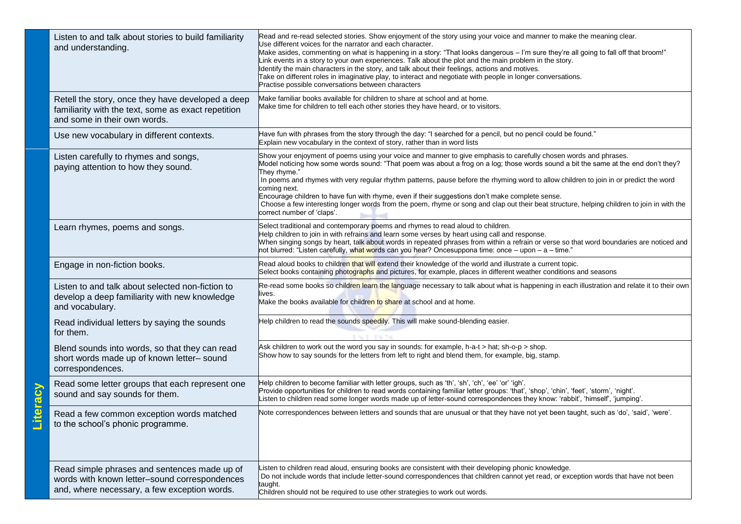| | | |
|---|---|---|
| **Literacy** | Listen to and talk about stories to build familiarity and understanding. | Read and re-read selected stories. Show enjoyment of the story using your voice and manner to make the meaning clear.<br>Use different voices for the narrator and each character.<br>Make asides, commenting on what is happening in a story: "That looks dangerous – I'm sure they're all going to fall off that broom!"<br>Link events in a story to your own experiences. Talk about the plot and the main problem in the story.<br>Identify the main characters in the story, and talk about their feelings, actions and motives.<br>Take on different roles in imaginative play, to interact and negotiate with people in longer conversations.<br>Practise possible conversations between characters |
| | Retell the story, once they have developed a deep familiarity with the text, some as exact repetition and some in their own words. | Make familiar books available for children to share at school and at home.<br>Make time for children to tell each other stories they have heard, or to visitors. |
| | Use new vocabulary in different contexts. | Have fun with phrases from the story through the day: "I searched for a pencil, but no pencil could be found."<br>Explain new vocabulary in the context of story, rather than in word lists |
| | Listen carefully to rhymes and songs, paying attention to how they sound. | Show your enjoyment of poems using your voice and manner to give emphasis to carefully chosen words and phrases.<br>Model noticing how some words sound: "That poem was about a frog on a log; those words sound a bit the same at the end don't they? They rhyme."<br>In poems and rhymes with very regular rhythm patterns, pause before the rhyming word to allow children to join in or predict the word coming next.<br>Encourage children to have fun with rhyme, even if their suggestions don't make complete sense.<br>Choose a few interesting longer words from the poem, rhyme or song and clap out their beat structure, helping children to join in with the correct number of 'claps'. |
| | Learn rhymes, poems and songs. | Select traditional and contemporary poems and rhymes to read aloud to children.<br>Help children to join in with refrains and learn some verses by heart using call and response.<br>When singing songs by heart, talk about words in repeated phrases from within a refrain or verse so that word boundaries are noticed and not blurred: "Listen carefully, what words can you hear? Oncesuppona time: once – upon – a – time." |
| | Engage in non-fiction books. | Read aloud books to children that will extend their knowledge of the world and illustrate a current topic.<br>Select books containing photographs and pictures, for example, places in different weather conditions and seasons |
| | Listen to and talk about selected non-fiction to develop a deep familiarity with new knowledge and vocabulary. | Re-read some books so children learn the language necessary to talk about what is happening in each illustration and relate it to their own lives.<br>Make the books available for children to share at school and at home. |
| | Read individual letters by saying the sounds for them. | Help children to read the sounds speedily. This will make sound-blending easier. |
| | Blend sounds into words, so that they can read short words made up of known letter– sound correspondences. | Ask children to work out the word you say in sounds: for example, h-a-t > hat; sh-o-p > shop.<br>Show how to say sounds for the letters from left to right and blend them, for example, big, stamp. |
| | Read some letter groups that each represent one sound and say sounds for them. | Help children to become familiar with letter groups, such as 'th', 'sh', 'ch', 'ee' 'or' 'igh'.<br>Provide opportunities for children to read words containing familiar letter groups: 'that', 'shop', 'chin', 'feet', 'storm', 'night'.<br>Listen to children read some longer words made up of letter-sound correspondences they know: 'rabbit', 'himself', 'jumping'. |
| | Read a few common exception words matched to the school's phonic programme. | Note correspondences between letters and sounds that are unusual or that they have not yet been taught, such as 'do', 'said', 'were'. |
| | Read simple phrases and sentences made up of words with known letter–sound correspondences and, where necessary, a few exception words. | Listen to children read aloud, ensuring books are consistent with their developing phonic knowledge.<br>Do not include words that include letter-sound correspondences that children cannot yet read, or exception words that have not been taught.<br>Children should not be required to use other strategies to work out words. |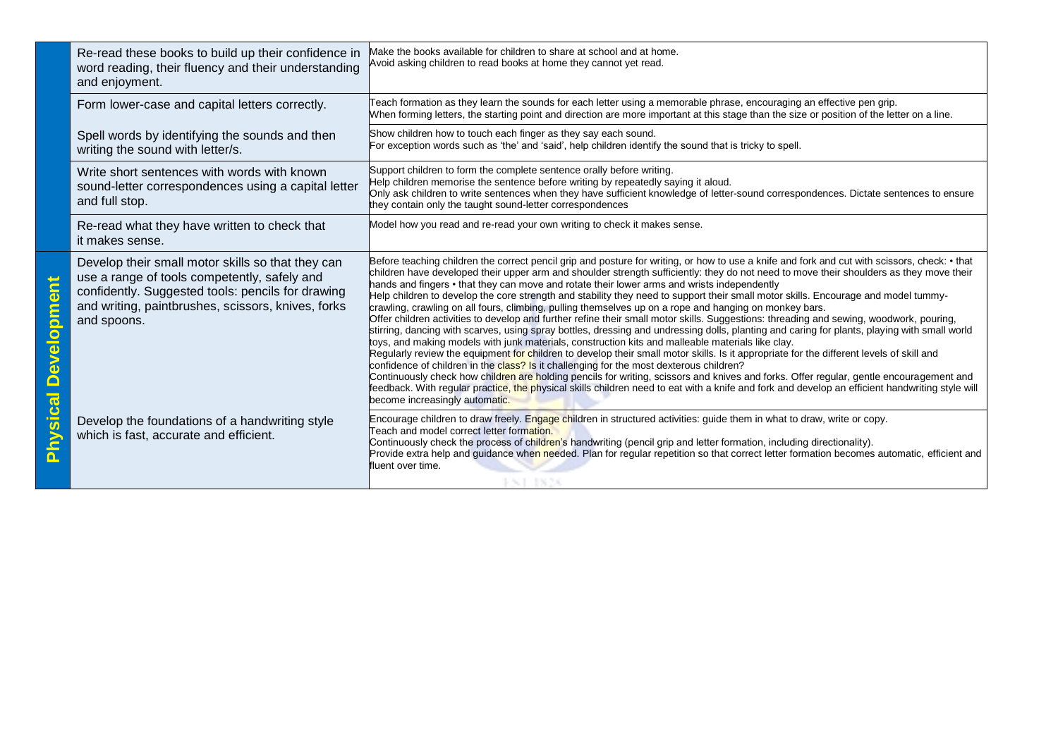| | | |
|---|---|---|
| | Re-read these books to build up their confidence in word reading, their fluency and their understanding and enjoyment. | Make the books available for children to share at school and at home.<br>Avoid asking children to read books at home they cannot yet read. |
| | Form lower-case and capital letters correctly. | Teach formation as they learn the sounds for each letter using a memorable phrase, encouraging an effective pen grip.<br>When forming letters, the starting point and direction are more important at this stage than the size or position of the letter on a line. |
| | Spell words by identifying the sounds and then writing the sound with letter/s. | Show children how to touch each finger as they say each sound.<br>For exception words such as 'the' and 'said', help children identify the sound that is tricky to spell. |
| | Write short sentences with words with known sound-letter correspondences using a capital letter and full stop. | Support children to form the complete sentence orally before writing.<br>Help children memorise the sentence before writing by repeatedly saying it aloud.<br>Only ask children to write sentences when they have sufficient knowledge of letter-sound correspondences. Dictate sentences to ensure they contain only the taught sound-letter correspondences |
| | Re-read what they have written to check that it makes sense. | Model how you read and re-read your own writing to check it makes sense. |
| **Physical Devlopment** | Develop their small motor skills so that they can use a range of tools competently, safely and confidently. Suggested tools: pencils for drawing and writing, paintbrushes, scissors, knives, forks and spoons. | Before teaching children the correct pencil grip and posture for writing, or how to use a knife and fork and cut with scissors, check: • that children have developed their upper arm and shoulder strength sufficiently: they do not need to move their shoulders as they move their hands and fingers • that they can move and rotate their lower arms and wrists independently<br>Help children to develop the core strength and stability they need to support their small motor skills. Encourage and model tummy-crawling, crawling on all fours, climbing, pulling themselves up on a rope and hanging on monkey bars.<br>Offer children activities to develop and further refine their small motor skills. Suggestions: threading and sewing, woodwork, pouring, stirring, dancing with scarves, using spray bottles, dressing and undressing dolls, planting and caring for plants, playing with small world toys, and making models with junk materials, construction kits and malleable materials like clay.<br>Regularly review the equipment for children to develop their small motor skills. Is it appropriate for the different levels of skill and confidence of children in the class? Is it challenging for the most dexterous children?<br>Continuously check how children are holding pencils for writing, scissors and knives and forks. Offer regular, gentle encouragement and feedback. With regular practice, the physical skills children need to eat with a knife and fork and develop an efficient handwriting style will become increasingly automatic. |
| | Develop the foundations of a handwriting style which is fast, accurate and efficient. | Encourage children to draw freely. Engage children in structured activities: guide them in what to draw, write or copy.<br>Teach and model correct letter formation.<br>Continuously check the process of children's handwriting (pencil grip and letter formation, including directionality).<br>Provide extra help and guidance when needed. Plan for regular repetition so that correct letter formation becomes automatic, efficient and fluent over time. |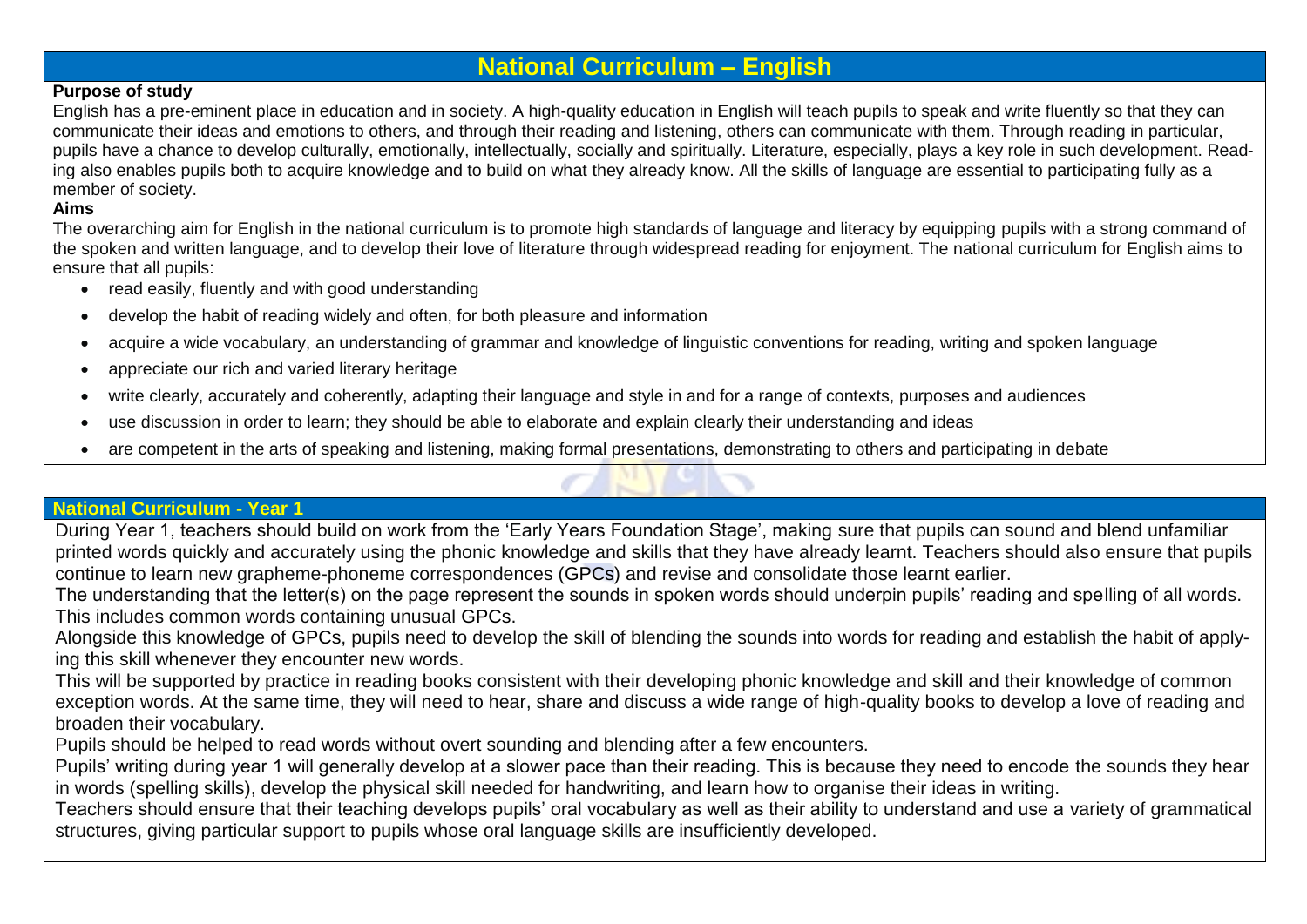# National Curriculum – English

**Purpose of study**

English has a pre-eminent place in education and in society. A high-quality education in English will teach pupils to speak and write fluently so that they can communicate their ideas and emotions to others, and through their reading and listening, others can communicate with them. Through reading in particular, pupils have a chance to develop culturally, emotionally, intellectually, socially and spiritually. Literature, especially, plays a key role in such development. Reading also enables pupils both to acquire knowledge and to build on what they already know. All the skills of language are essential to participating fully as a member of society.

**Aims**

The overarching aim for English in the national curriculum is to promote high standards of language and literacy by equipping pupils with a strong command of the spoken and written language, and to develop their love of literature through widespread reading for enjoyment. The national curriculum for English aims to ensure that all pupils:

- read easily, fluently and with good understanding
- develop the habit of reading widely and often, for both pleasure and information
- acquire a wide vocabulary, an understanding of grammar and knowledge of linguistic conventions for reading, writing and spoken language
- appreciate our rich and varied literary heritage
- write clearly, accurately and coherently, adapting their language and style in and for a range of contexts, purposes and audiences
- use discussion in order to learn; they should be able to elaborate and explain clearly their understanding and ideas
- are competent in the arts of speaking and listening, making formal presentations, demonstrating to others and participating in debate

## National Curriculum - Year 1

During Year 1, teachers should build on work from the 'Early Years Foundation Stage', making sure that pupils can sound and blend unfamiliar printed words quickly and accurately using the phonic knowledge and skills that they have already learnt. Teachers should also ensure that pupils continue to learn new grapheme-phoneme correspondences (GPCs) and revise and consolidate those learnt earlier.

The understanding that the letter(s) on the page represent the sounds in spoken words should underpin pupils' reading and spelling of all words. This includes common words containing unusual GPCs.

Alongside this knowledge of GPCs, pupils need to develop the skill of blending the sounds into words for reading and establish the habit of applying this skill whenever they encounter new words.

This will be supported by practice in reading books consistent with their developing phonic knowledge and skill and their knowledge of common exception words. At the same time, they will need to hear, share and discuss a wide range of high-quality books to develop a love of reading and broaden their vocabulary.

Pupils should be helped to read words without overt sounding and blending after a few encounters.

Pupils' writing during year 1 will generally develop at a slower pace than their reading. This is because they need to encode the sounds they hear in words (spelling skills), develop the physical skill needed for handwriting, and learn how to organise their ideas in writing.

Teachers should ensure that their teaching develops pupils' oral vocabulary as well as their ability to understand and use a variety of grammatical structures, giving particular support to pupils whose oral language skills are insufficiently developed.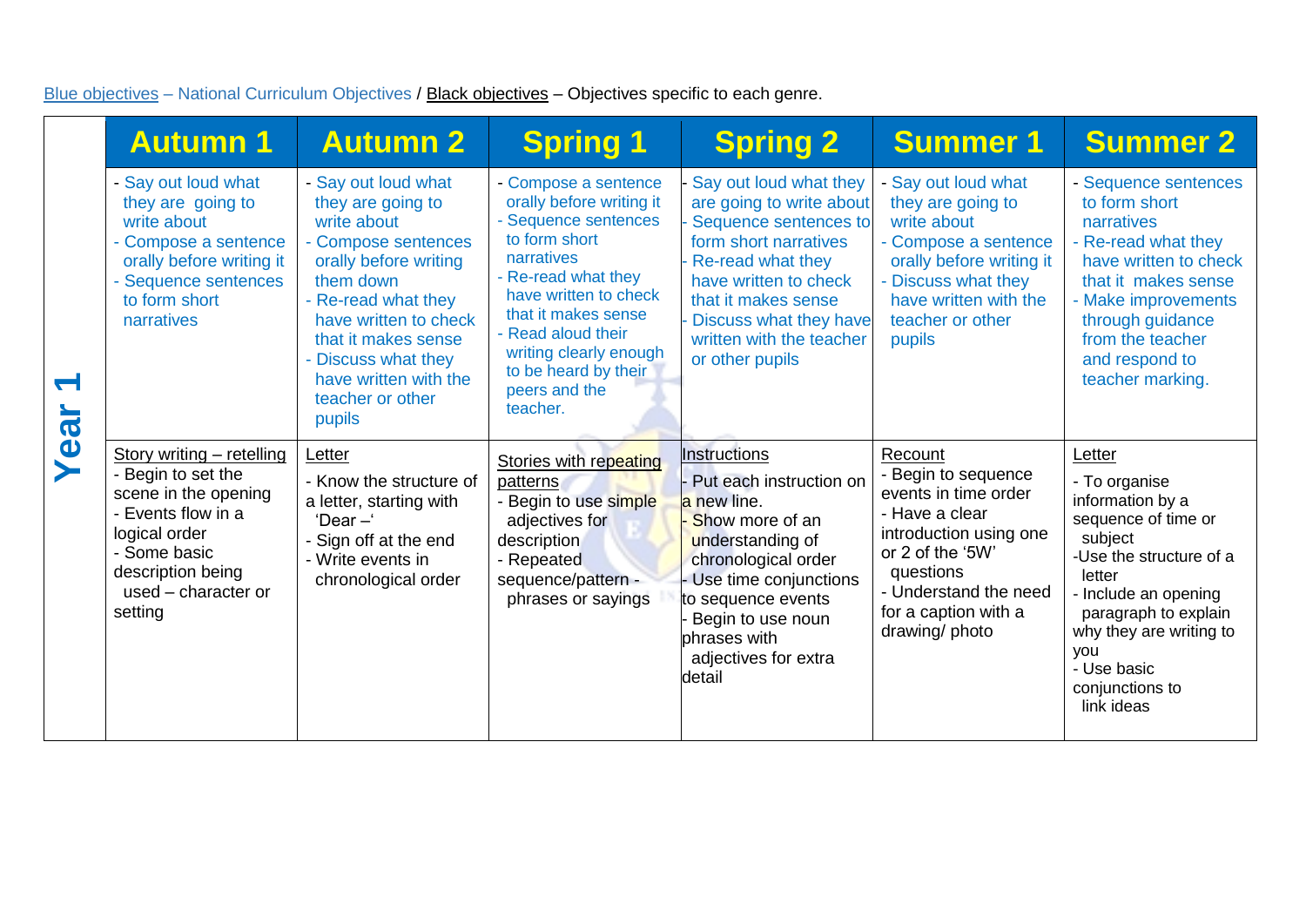Blue objectives – National Curriculum Objectives / Black objectives – Objectives specific to each genre.

| | Autumn 1 | Autumn 2 | Spring 1 | Spring 2 | Summer 1 | Summer 2 |
|---|---|---|---|---|---|---|
| Year 1 | - Say out loud what they are going to write about<br>- Compose a sentence orally before writing it<br>- Sequence sentences to form short narratives | - Say out loud what they are going to write about<br>- Compose sentences orally before writing them down<br>- Re-read what they have written to check that it makes sense<br>- Discuss what they have written with the teacher or other pupils | - Compose a sentence orally before writing it<br>- Sequence sentences to form short narratives<br>- Re-read what they have written to check that it makes sense<br>- Read aloud their writing clearly enough to be heard by their peers and the teacher. | - Say out loud what they are going to write about<br>- Sequence sentences to form short narratives<br>- Re-read what they have written to check that it makes sense<br>- Discuss what they have written with the teacher or other pupils | - Say out loud what they are going to write about<br>- Compose a sentence orally before writing it<br>- Discuss what they have written with the teacher or other pupils | - Sequence sentences to form short narratives<br>- Re-read what they have written to check that it makes sense<br>- Make improvements through guidance from the teacher and respond to teacher marking. |
| | Story writing – retelling<br>- Begin to set the scene in the opening<br>- Events flow in a logical order<br>- Some basic description being used – character or setting | Letter<br>- Know the structure of a letter, starting with 'Dear –'<br>- Sign off at the end<br>- Write events in chronological order | Stories with repeating patterns<br>- Begin to use simple adjectives for description<br>- Repeated sequence/pattern - phrases or sayings | Instructions<br>- Put each instruction on a new line.<br>- Show more of an understanding of chronological order<br>- Use time conjunctions to sequence events<br>- Begin to use noun phrases with adjectives for extra detail | Recount<br>- Begin to sequence events in time order<br>- Have a clear introduction using one or 2 of the '5W' questions<br>- Understand the need for a caption with a drawing/ photo | Letter<br>- To organise information by a sequence of time or subject<br>-Use the structure of a letter<br>- Include an opening paragraph to explain why they are writing to you<br>- Use basic conjunctions to link ideas |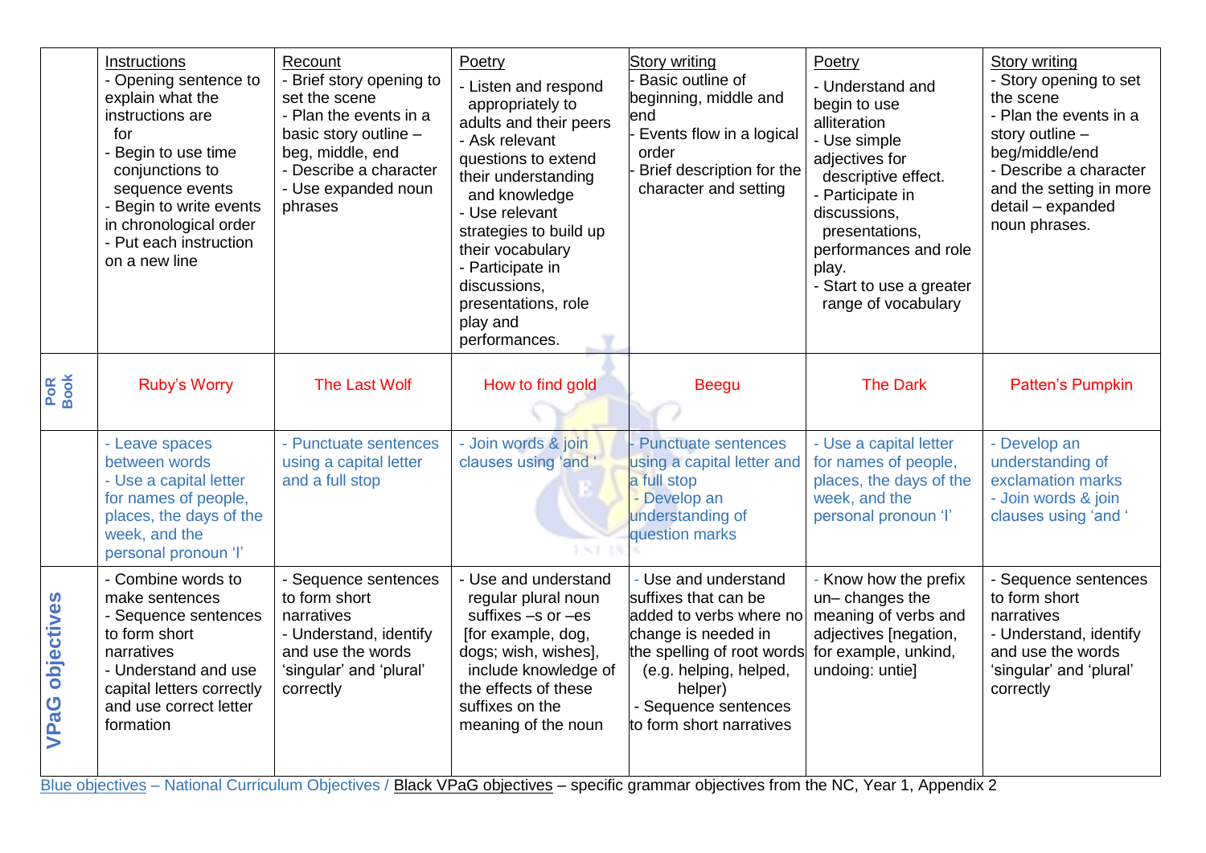| | Instructions<br>- Opening sentence to explain what the instructions are for<br>- Begin to use time conjunctions to sequence events<br>- Begin to write events in chronological order<br>- Put each instruction on a new line | Recount<br>- Brief story opening to set the scene<br>- Plan the events in a basic story outline – beg, middle, end<br>- Describe a character<br>- Use expanded noun phrases | Poetry<br>- Listen and respond appropriately to adults and their peers<br>- Ask relevant questions to extend their understanding and knowledge<br>- Use relevant strategies to build up their vocabulary<br>- Participate in discussions, presentations, role play and performances. | Story writing<br>- Basic outline of beginning, middle and end<br>- Events flow in a logical order<br>- Brief description for the character and setting | Poetry<br>- Understand and begin to use alliteration<br>- Use simple adjectives for descriptive effect.<br>- Participate in discussions, presentations, performances and role play.<br>- Start to use a greater range of vocabulary | Story writing<br>- Story opening to set the scene<br>- Plan the events in a story outline – beg/middle/end<br>- Describe a character and the setting in more detail – expanded noun phrases. |
|---|---|---|---|---|---|---|
| **PoR Book** | Ruby's Worry | The Last Wolf | How to find gold | Beegu | The Dark | Patten's Pumpkin |
| | - Leave spaces between words<br>- Use a capital letter for names of people, places, the days of the week, and the personal pronoun 'I' | - Punctuate sentences using a capital letter and a full stop | - Join words & join clauses using 'and ' | - Punctuate sentences using a capital letter and a full stop<br>- Develop an understanding of question marks | - Use a capital letter for names of people, places, the days of the week, and the personal pronoun 'I' | - Develop an understanding of exclamation marks<br>- Join words & join clauses using 'and ' |
| **VPaG objectives** | - Combine words to make sentences<br>- Sequence sentences to form short narratives<br>- Understand and use capital letters correctly and use correct letter formation | - Sequence sentences to form short narratives<br>- Understand, identify and use the words 'singular' and 'plural' correctly | - Use and understand regular plural noun suffixes –s or –es [for example, dog, dogs; wish, wishes], include knowledge of the effects of these suffixes on the meaning of the noun | - Use and understand suffixes that can be added to verbs where no change is needed in the spelling of root words (e.g. helping, helped, helper)<br>- Sequence sentences to form short narratives | - Know how the prefix un– changes the meaning of verbs and adjectives [negation, for example, unkind, undoing: untie] | - Sequence sentences to form short narratives<br>- Understand, identify and use the words 'singular' and 'plural' correctly |

Blue objectives – National Curriculum Objectives / Black VPaG objectives – specific grammar objectives from the NC, Year 1, Appendix 2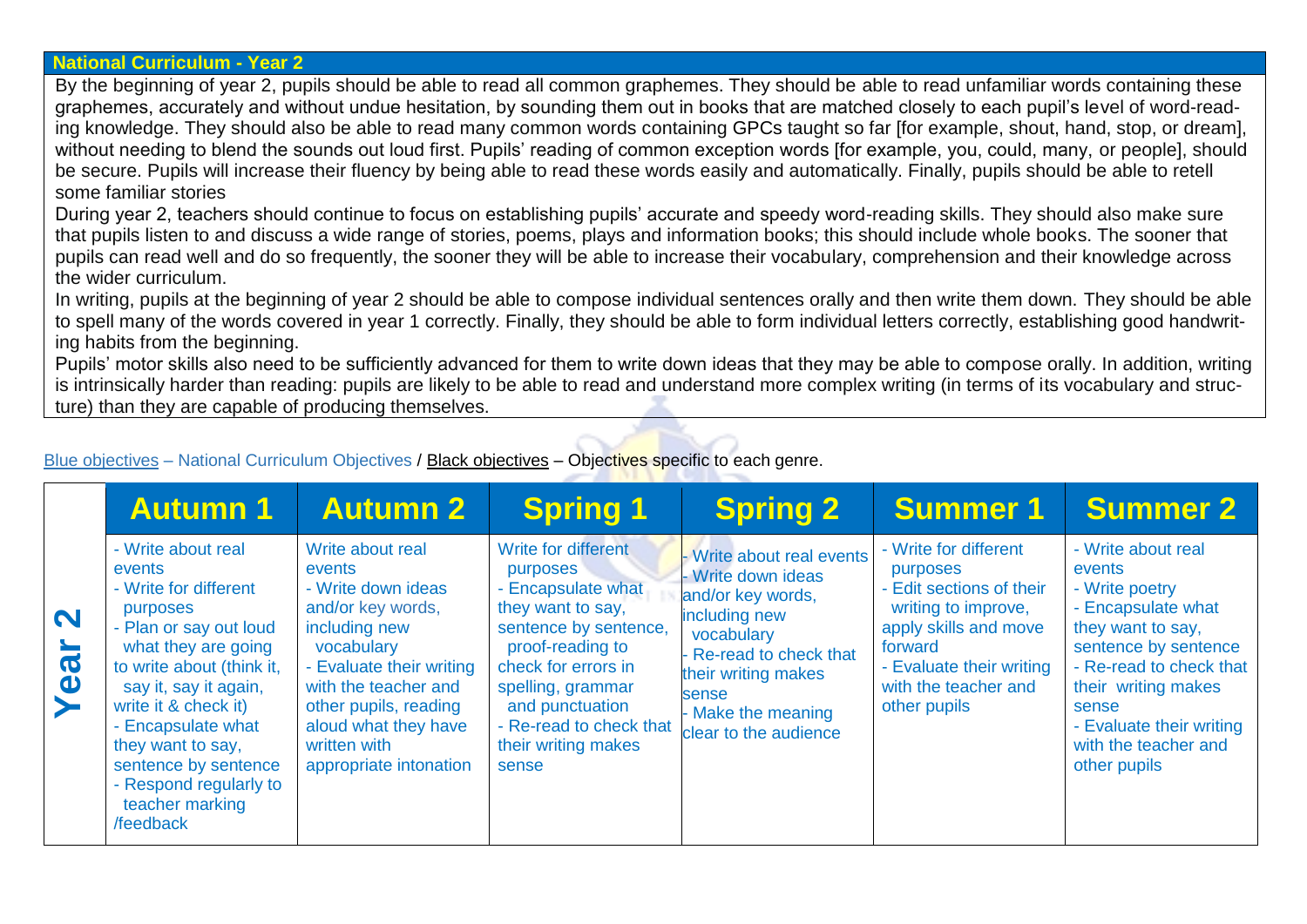## National Curriculum - Year 2

By the beginning of year 2, pupils should be able to read all common graphemes. They should be able to read unfamiliar words containing these graphemes, accurately and without undue hesitation, by sounding them out in books that are matched closely to each pupil's level of word-reading knowledge. They should also be able to read many common words containing GPCs taught so far [for example, shout, hand, stop, or dream], without needing to blend the sounds out loud first. Pupils' reading of common exception words [for example, you, could, many, or people], should be secure. Pupils will increase their fluency by being able to read these words easily and automatically. Finally, pupils should be able to retell some familiar stories

During year 2, teachers should continue to focus on establishing pupils' accurate and speedy word-reading skills. They should also make sure that pupils listen to and discuss a wide range of stories, poems, plays and information books; this should include whole books. The sooner that pupils can read well and do so frequently, the sooner they will be able to increase their vocabulary, comprehension and their knowledge across the wider curriculum.

In writing, pupils at the beginning of year 2 should be able to compose individual sentences orally and then write them down. They should be able to spell many of the words covered in year 1 correctly. Finally, they should be able to form individual letters correctly, establishing good handwriting habits from the beginning.

Pupils' motor skills also need to be sufficiently advanced for them to write down ideas that they may be able to compose orally. In addition, writing is intrinsically harder than reading: pupils are likely to be able to read and understand more complex writing (in terms of its vocabulary and structure) than they are capable of producing themselves.

Blue objectives – National Curriculum Objectives / Black objectives – Objectives specific to each genre.

| | Autumn 1 | Autumn 2 | Spring 1 | Spring 2 | Summer 1 | Summer 2 |
|---|---|---|---|---|---|---|
| **Year 2** | - Write about real events<br>- Write for different purposes<br>- Plan or say out loud what they are going to write about (think it, say it, say it again, write it & check it)<br>- Encapsulate what they want to say, sentence by sentence<br>- Respond regularly to teacher marking /feedback | Write about real events<br>- Write down ideas and/or key words, including new vocabulary<br>- Evaluate their writing with the teacher and other pupils, reading aloud what they have written with appropriate intonation | Write for different purposes<br>- Encapsulate what they want to say, sentence by sentence, proof-reading to check for errors in spelling, grammar and punctuation<br>- Re-read to check that their writing makes sense | - Write about real events<br>- Write down ideas and/or key words, including new vocabulary<br>- Re-read to check that their writing makes sense<br>- Make the meaning clear to the audience | - Write for different purposes<br>- Edit sections of their writing to improve, apply skills and move forward<br>- Evaluate their writing with the teacher and other pupils | - Write about real events<br>- Write poetry<br>- Encapsulate what they want to say, sentence by sentence<br>- Re-read to check that their writing makes sense<br>- Evaluate their writing with the teacher and other pupils |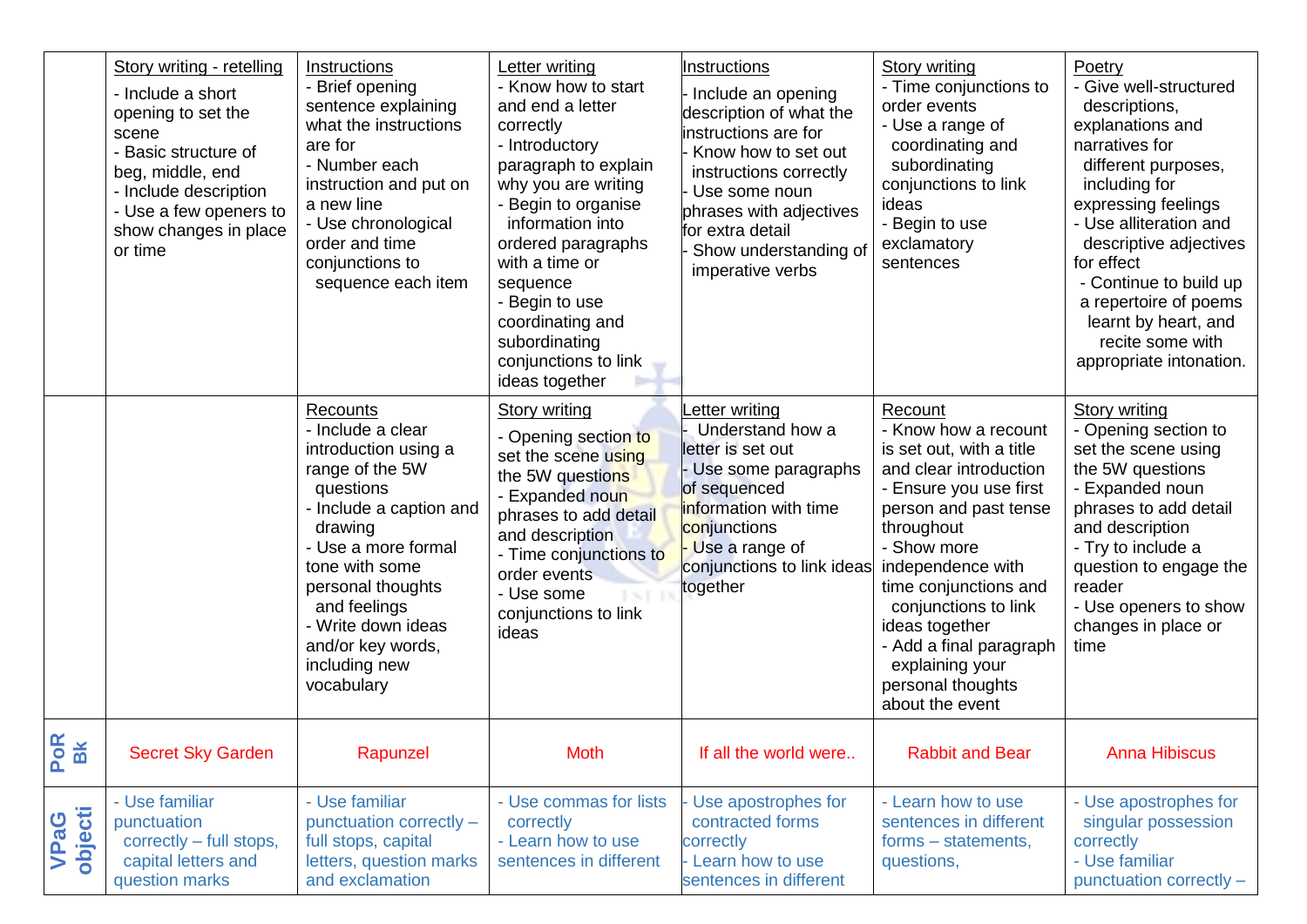| | | | | | | |
|---|---|---|---|---|---|---|
| | Story writing - retelling<br>- Include a short opening to set the scene<br>- Basic structure of beg, middle, end<br>- Include description<br>- Use a few openers to show changes in place or time | Instructions<br>- Brief opening sentence explaining what the instructions are for<br>- Number each instruction and put on a new line<br>- Use chronological order and time conjunctions to sequence each item | Letter writing<br>- Know how to start and end a letter correctly<br>- Introductory paragraph to explain why you are writing<br>- Begin to organise information into ordered paragraphs with a time or sequence<br>- Begin to use coordinating and subordinating conjunctions to link ideas together | Instructions<br>- Include an opening description of what the instructions are for<br>- Know how to set out instructions correctly<br>- Use some noun phrases with adjectives for extra detail<br>- Show understanding of imperative verbs | Story writing<br>- Time conjunctions to order events<br>- Use a range of coordinating and subordinating conjunctions to link ideas<br>- Begin to use exclamatory sentences | Poetry<br>- Give well-structured descriptions, explanations and narratives for different purposes, including for expressing feelings<br>- Use alliteration and descriptive adjectives for effect<br>- Continue to build up a repertoire of poems learnt by heart, and recite some with appropriate intonation. |
| | | Recounts<br>- Include a clear introduction using a range of the 5W questions<br>- Include a caption and drawing<br>- Use a more formal tone with some personal thoughts and feelings<br>- Write down ideas and/or key words, including new vocabulary | Story writing<br>- Opening section to set the scene using the 5W questions<br>- Expanded noun phrases to add detail and description<br>- Time conjunctions to order events<br>- Use some conjunctions to link ideas | Letter writing<br>- Understand how a letter is set out<br>- Use some paragraphs of sequenced information with time conjunctions<br>- Use a range of conjunctions to link ideas together | Recount<br>- Know how a recount is set out, with a title and clear introduction<br>- Ensure you use first person and past tense throughout<br>- Show more independence with time conjunctions and conjunctions to link ideas together<br>- Add a final paragraph explaining your personal thoughts about the event | Story writing<br>- Opening section to set the scene using the 5W questions<br>- Expanded noun phrases to add detail and description<br>- Try to include a question to engage the reader<br>- Use openers to show changes in place or time |
| PoR Bk | Secret Sky Garden | Rapunzel | Moth | If all the world were.. | Rabbit and Bear | Anna Hibiscus |
| VPaG objecti | - Use familiar punctuation correctly – full stops, capital letters and question marks | - Use familiar punctuation correctly – full stops, capital letters, question marks and exclamation | - Use commas for lists correctly<br>- Learn how to use sentences in different | - Use apostrophes for contracted forms correctly<br>- Learn how to use sentences in different | - Learn how to use sentences in different forms – statements, questions, | - Use apostrophes for singular possession correctly<br>- Use familiar punctuation correctly – |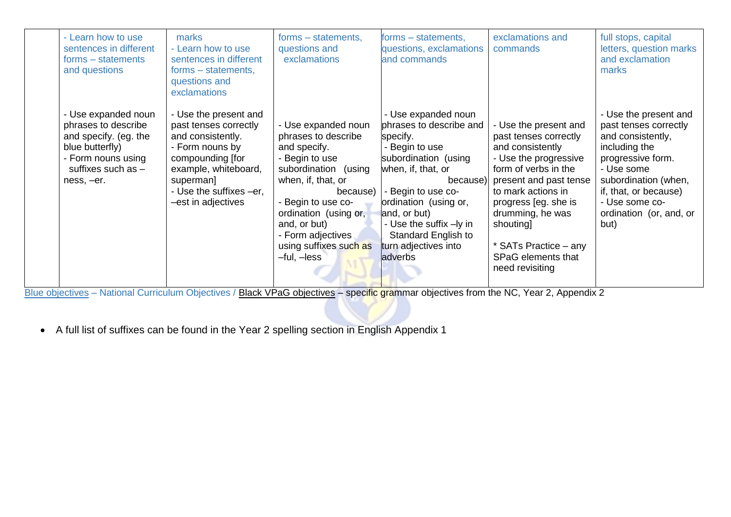|  | - Learn how to use sentences in different forms – statements and questions<br><br>- Use expanded noun phrases to describe and specify. (eg. the blue butterfly)<br>- Form nouns using suffixes such as –ness, –er. | marks<br>- Learn how to use sentences in different forms – statements, questions and exclamations<br><br>- Use the present and past tenses correctly and consistently.<br>- Form nouns by compounding [for example, whiteboard, superman]<br>- Use the suffixes –er, –est in adjectives | forms – statements, questions and exclamations<br><br>- Use expanded noun phrases to describe and specify.<br>- Begin to use subordination (using when, if, that, or because)<br>- Begin to use co-ordination (using or, and, or but)<br>- Form adjectives using suffixes such as –ful, –less | forms – statements, questions, exclamations and commands<br><br>- Use expanded noun phrases to describe and specify.<br>- Begin to use subordination (using when, if, that, or because)<br>- Begin to use co-ordination (using or, and, or but)<br>- Use the suffix –ly in Standard English to turn adjectives into adverbs | exclamations and commands<br><br>- Use the present and past tenses correctly and consistently<br>- Use the progressive form of verbs in the present and past tense to mark actions in progress [eg. she is drumming, he was shouting]<br><br>* SATs Practice – any SPaG elements that need revisiting | full stops, capital letters, question marks and exclamation marks<br><br>- Use the present and past tenses correctly and consistently, including the progressive form.<br>- Use some subordination (when, if, that, or because)<br>- Use some co-ordination (or, and, or but) |
|---|---|---|---|---|---|---|

Blue objectives – National Curriculum Objectives / Black VPaG objectives – specific grammar objectives from the NC, Year 2, Appendix 2

- A full list of suffixes can be found in the Year 2 spelling section in English Appendix 1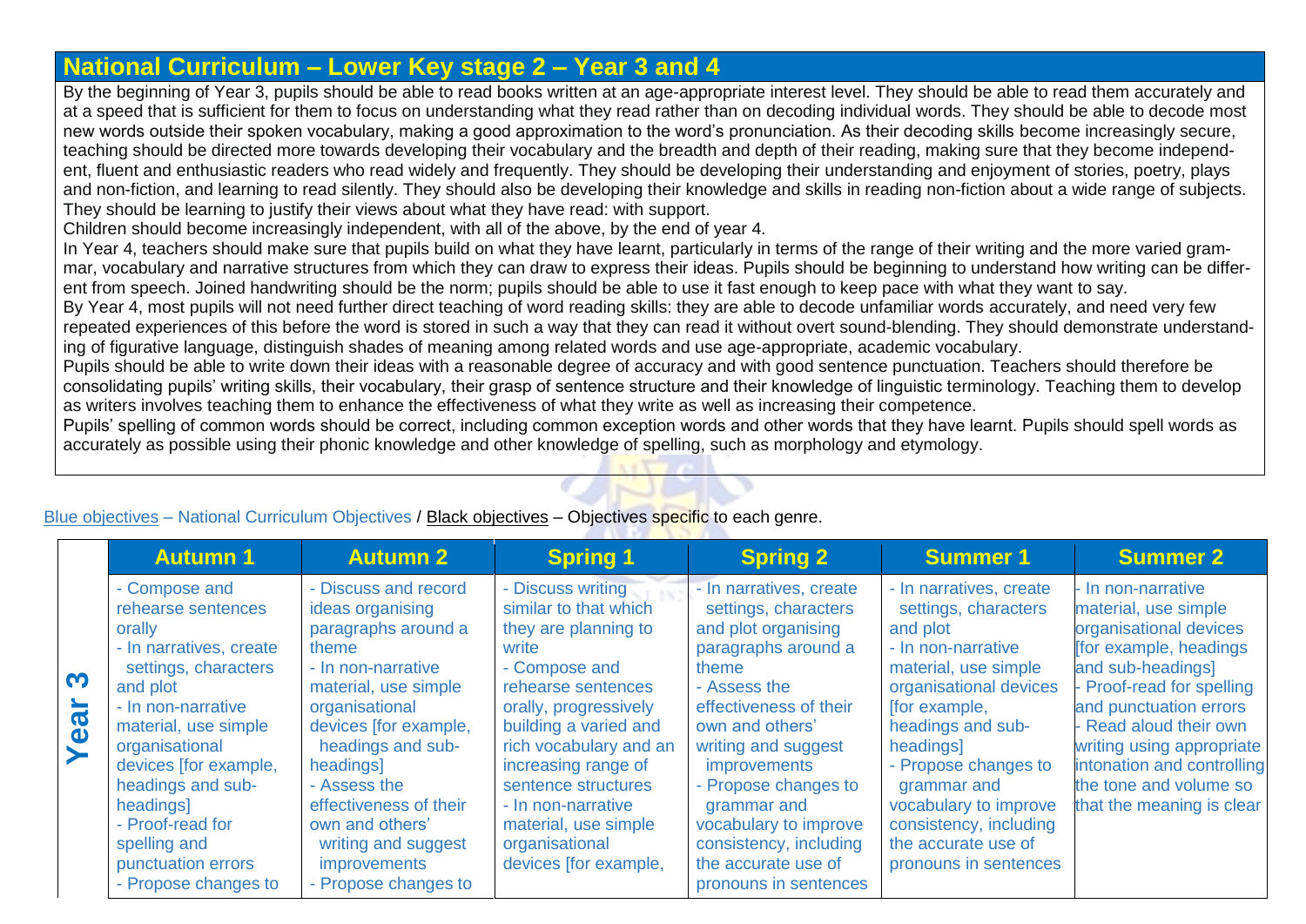## National Curriculum – Lower Key stage 2 – Year 3 and 4

By the beginning of Year 3, pupils should be able to read books written at an age-appropriate interest level. They should be able to read them accurately and at a speed that is sufficient for them to focus on understanding what they read rather than on decoding individual words. They should be able to decode most new words outside their spoken vocabulary, making a good approximation to the word's pronunciation. As their decoding skills become increasingly secure, teaching should be directed more towards developing their vocabulary and the breadth and depth of their reading, making sure that they become independent, fluent and enthusiastic readers who read widely and frequently. They should be developing their understanding and enjoyment of stories, poetry, plays and non-fiction, and learning to read silently. They should also be developing their knowledge and skills in reading non-fiction about a wide range of subjects. They should be learning to justify their views about what they have read: with support.

Children should become increasingly independent, with all of the above, by the end of year 4.

In Year 4, teachers should make sure that pupils build on what they have learnt, particularly in terms of the range of their writing and the more varied grammar, vocabulary and narrative structures from which they can draw to express their ideas. Pupils should be beginning to understand how writing can be different from speech. Joined handwriting should be the norm; pupils should be able to use it fast enough to keep pace with what they want to say.

By Year 4, most pupils will not need further direct teaching of word reading skills: they are able to decode unfamiliar words accurately, and need very few repeated experiences of this before the word is stored in such a way that they can read it without overt sound-blending. They should demonstrate understanding of figurative language, distinguish shades of meaning among related words and use age-appropriate, academic vocabulary.

Pupils should be able to write down their ideas with a reasonable degree of accuracy and with good sentence punctuation. Teachers should therefore be consolidating pupils' writing skills, their vocabulary, their grasp of sentence structure and their knowledge of linguistic terminology. Teaching them to develop as writers involves teaching them to enhance the effectiveness of what they write as well as increasing their competence.

Pupils' spelling of common words should be correct, including common exception words and other words that they have learnt. Pupils should spell words as accurately as possible using their phonic knowledge and other knowledge of spelling, such as morphology and etymology.

Blue objectives – National Curriculum Objectives / Black objectives – Objectives specific to each genre.

| | Autumn 1 | Autumn 2 | Spring 1 | Spring 2 | Summer 1 | Summer 2 |
|---|---|---|---|---|---|---|
| **Year 3** | - Compose and rehearse sentences orally<br>- In narratives, create settings, characters and plot<br>- In non-narrative material, use simple organisational devices [for example, headings and sub-headings]<br>- Proof-read for spelling and punctuation errors<br>- Propose changes to | - Discuss and record ideas organising paragraphs around a theme<br>- In non-narrative material, use simple organisational devices [for example, headings and sub-headings]<br>- Assess the effectiveness of their own and others' writing and suggest improvements<br>- Propose changes to | - Discuss writing similar to that which they are planning to write<br>- Compose and rehearse sentences orally, progressively building a varied and rich vocabulary and an increasing range of sentence structures<br>- In non-narrative material, use simple organisational devices [for example, | - In narratives, create settings, characters and plot organising paragraphs around a theme<br>- Assess the effectiveness of their own and others' writing and suggest improvements<br>- Propose changes to grammar and vocabulary to improve consistency, including the accurate use of pronouns in sentences | - In narratives, create settings, characters and plot<br>- In non-narrative material, use simple organisational devices [for example, headings and sub-headings]<br>- Propose changes to grammar and vocabulary to improve consistency, including the accurate use of pronouns in sentences | - In non-narrative material, use simple organisational devices [for example, headings and sub-headings]<br>- Proof-read for spelling and punctuation errors<br>- Read aloud their own writing using appropriate intonation and controlling the tone and volume so that the meaning is clear |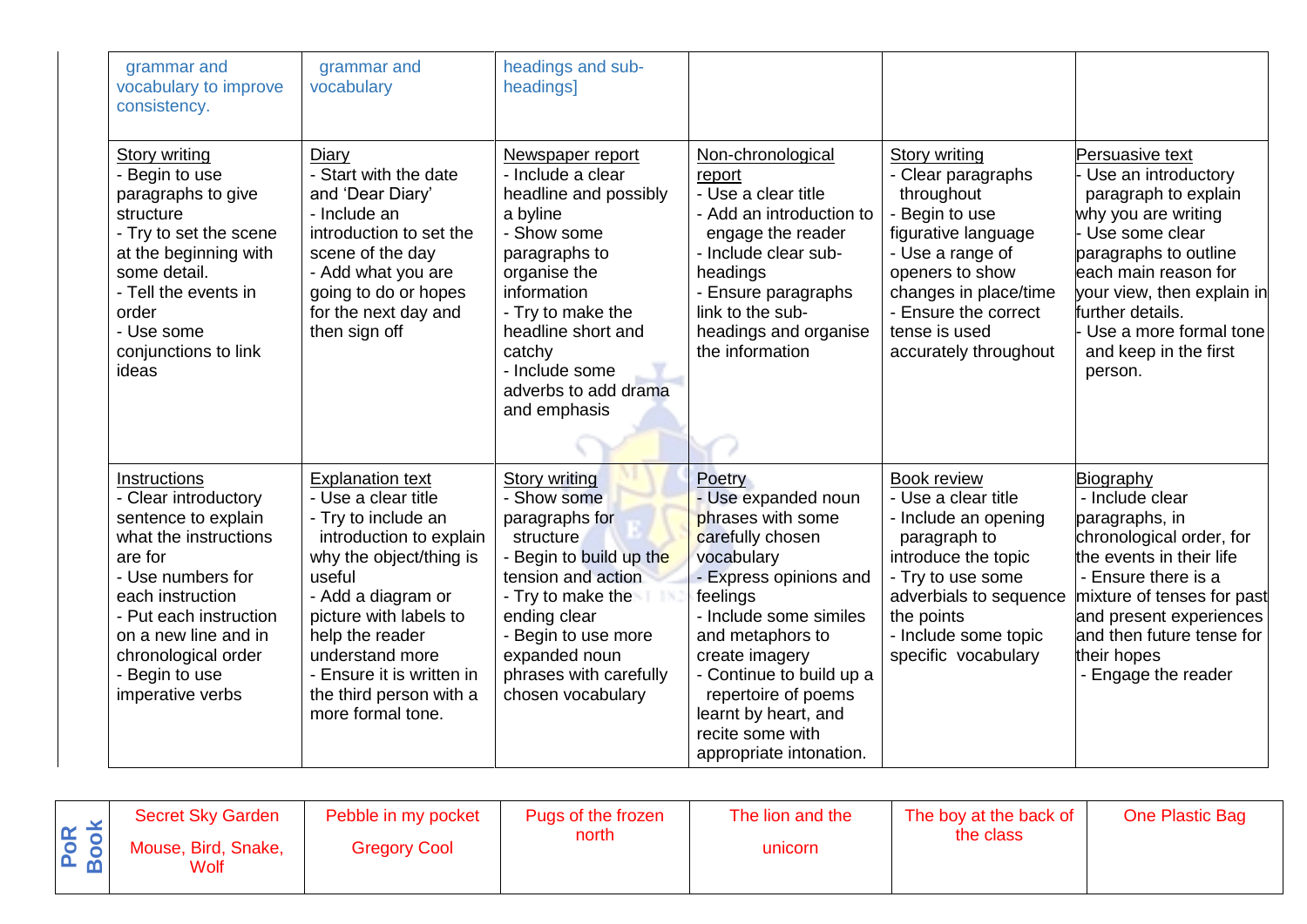| grammar and vocabulary to improve consistency. | grammar and vocabulary | headings and sub-headings] | | | |
|---|---|---|---|---|---|
| Story writing<br>- Begin to use paragraphs to give structure<br>- Try to set the scene at the beginning with some detail.<br>- Tell the events in order<br>- Use some conjunctions to link ideas | Diary<br>- Start with the date and 'Dear Diary'<br>- Include an introduction to set the scene of the day<br>- Add what you are going to do or hopes for the next day and then sign off | Newspaper report<br>- Include a clear headline and possibly a byline<br>- Show some paragraphs to organise the information<br>- Try to make the headline short and catchy<br>- Include some adverbs to add drama and emphasis | Non-chronological report<br>- Use a clear title<br>- Add an introduction to engage the reader<br>- Include clear sub-headings<br>- Ensure paragraphs link to the sub-headings and organise the information | Story writing<br>- Clear paragraphs throughout<br>- Begin to use figurative language<br>- Use a range of openers to show changes in place/time<br>- Ensure the correct tense is used accurately throughout | Persuasive text<br>- Use an introductory paragraph to explain why you are writing<br>- Use some clear paragraphs to outline each main reason for your view, then explain in further details.<br>- Use a more formal tone and keep in the first person. |
| Instructions<br>- Clear introductory sentence to explain what the instructions are for<br>- Use numbers for each instruction<br>- Put each instruction on a new line and in chronological order<br>- Begin to use imperative verbs | Explanation text<br>- Use a clear title<br>- Try to include an introduction to explain why the object/thing is useful<br>- Add a diagram or picture with labels to help the reader understand more<br>- Ensure it is written in the third person with a more formal tone. | Story writing<br>- Show some paragraphs for structure<br>- Begin to build up the tension and action<br>- Try to make the ending clear<br>- Begin to use more expanded noun phrases with carefully chosen vocabulary | Poetry<br>- Use expanded noun phrases with some carefully chosen vocabulary<br>- Express opinions and feelings<br>- Include some similes and metaphors to create imagery<br>- Continue to build up a repertoire of poems learnt by heart, and recite some with appropriate intonation. | Book review<br>- Use a clear title<br>- Include an opening paragraph to introduce the topic<br>- Try to use some adverbials to sequence the points<br>- Include some topic specific vocabulary | Biography<br>- Include clear paragraphs, in chronological order, for the events in their life<br>- Ensure there is a mixture of tenses for past and present experiences and then future tense for their hopes<br>- Engage the reader |

| PoR Book | Secret Sky Garden<br>Mouse, Bird, Snake, Wolf | Pebble in my pocket<br>Gregory Cool | Pugs of the frozen north | The lion and the unicorn | The boy at the back of the class | One Plastic Bag |
|---|---|---|---|---|---|---|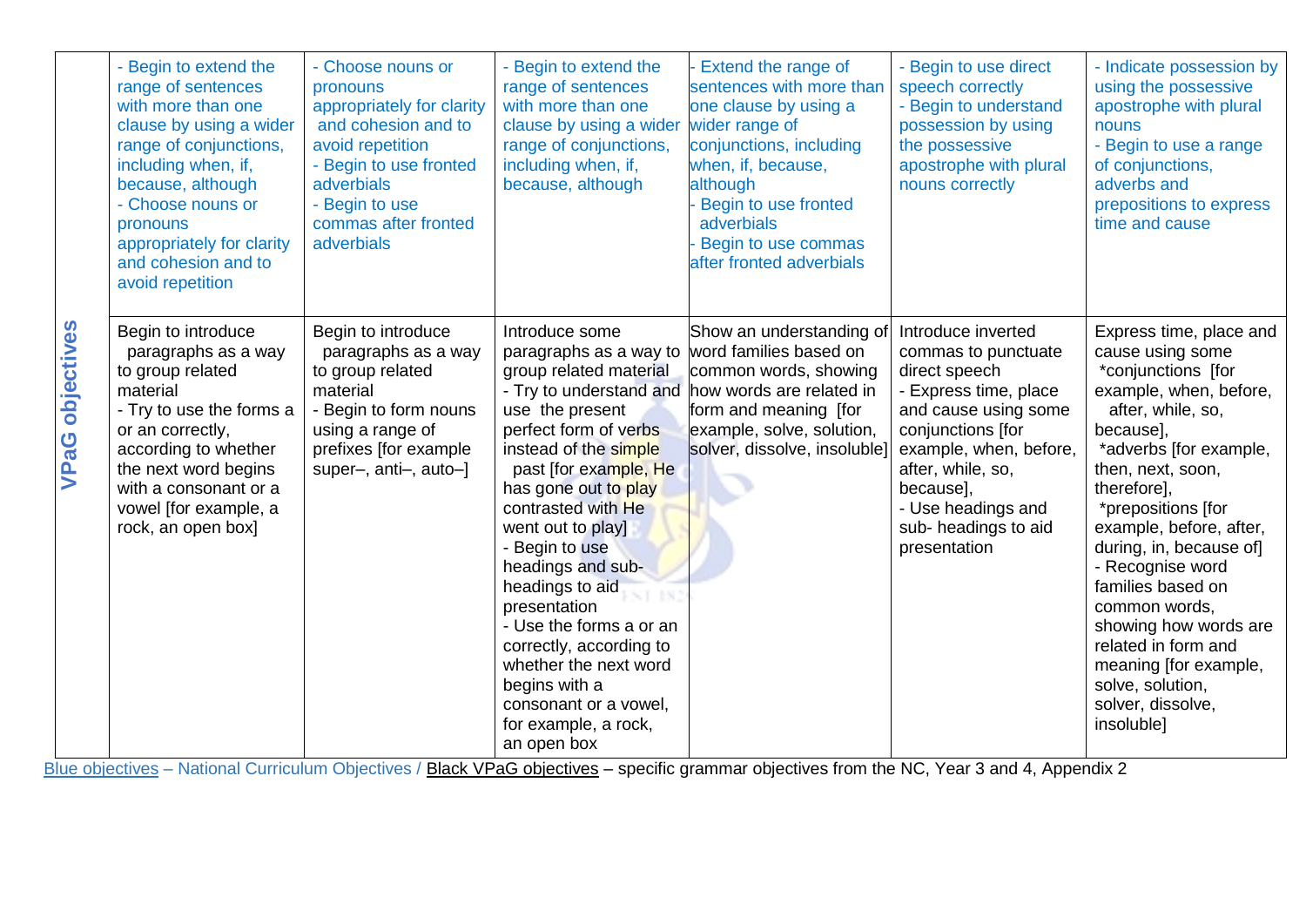| | | | | | | |
|---|---|---|---|---|---|---|
| **VPaG objectives** | - Begin to extend the range of sentences with more than one clause by using a wider range of conjunctions, including when, if, because, although<br>- Choose nouns or pronouns appropriately for clarity and cohesion and to avoid repetition | - Choose nouns or pronouns appropriately for clarity and cohesion and to avoid repetition<br>- Begin to use fronted adverbials<br>- Begin to use commas after fronted adverbials | - Begin to extend the range of sentences with more than one clause by using a wider range of conjunctions, including when, if, because, although | - Extend the range of sentences with more than one clause by using a wider range of conjunctions, including when, if, because, although<br>- Begin to use fronted adverbials<br>- Begin to use commas after fronted adverbials | - Begin to use direct speech correctly<br>- Begin to understand possession by using the possessive apostrophe with plural nouns correctly | - Indicate possession by using the possessive apostrophe with plural nouns<br>- Begin to use a range of conjunctions, adverbs and prepositions to express time and cause |
| | Begin to introduce paragraphs as a way to group related material<br>- Try to use the forms a or an correctly, according to whether the next word begins with a consonant or a vowel [for example, a rock, an open box] | Begin to introduce paragraphs as a way to group related material<br>- Begin to form nouns using a range of prefixes [for example super–, anti–, auto–] | Introduce some paragraphs as a way to group related material<br>- Try to understand and use the present perfect form of verbs instead of the simple past [for example, He has gone out to play contrasted with He went out to play]<br>- Begin to use headings and sub-headings to aid presentation<br>- Use the forms a or an correctly, according to whether the next word begins with a consonant or a vowel, for example, a rock, an open box | Show an understanding of word families based on common words, showing how words are related in form and meaning [for example, solve, solution, solver, dissolve, insoluble] | Introduce inverted commas to punctuate direct speech<br>- Express time, place and cause using some conjunctions [for example, when, before, after, while, so, because],<br>- Use headings and sub- headings to aid presentation | Express time, place and cause using some<br>*conjunctions [for example, when, before, after, while, so, because],<br>*adverbs [for example, then, next, soon, therefore],<br>*prepositions [for example, before, after, during, in, because of]<br>- Recognise word families based on common words, showing how words are related in form and meaning [for example, solve, solution, solver, dissolve, insoluble] |

Blue objectives – National Curriculum Objectives / Black VPaG objectives – specific grammar objectives from the NC, Year 3 and 4, Appendix 2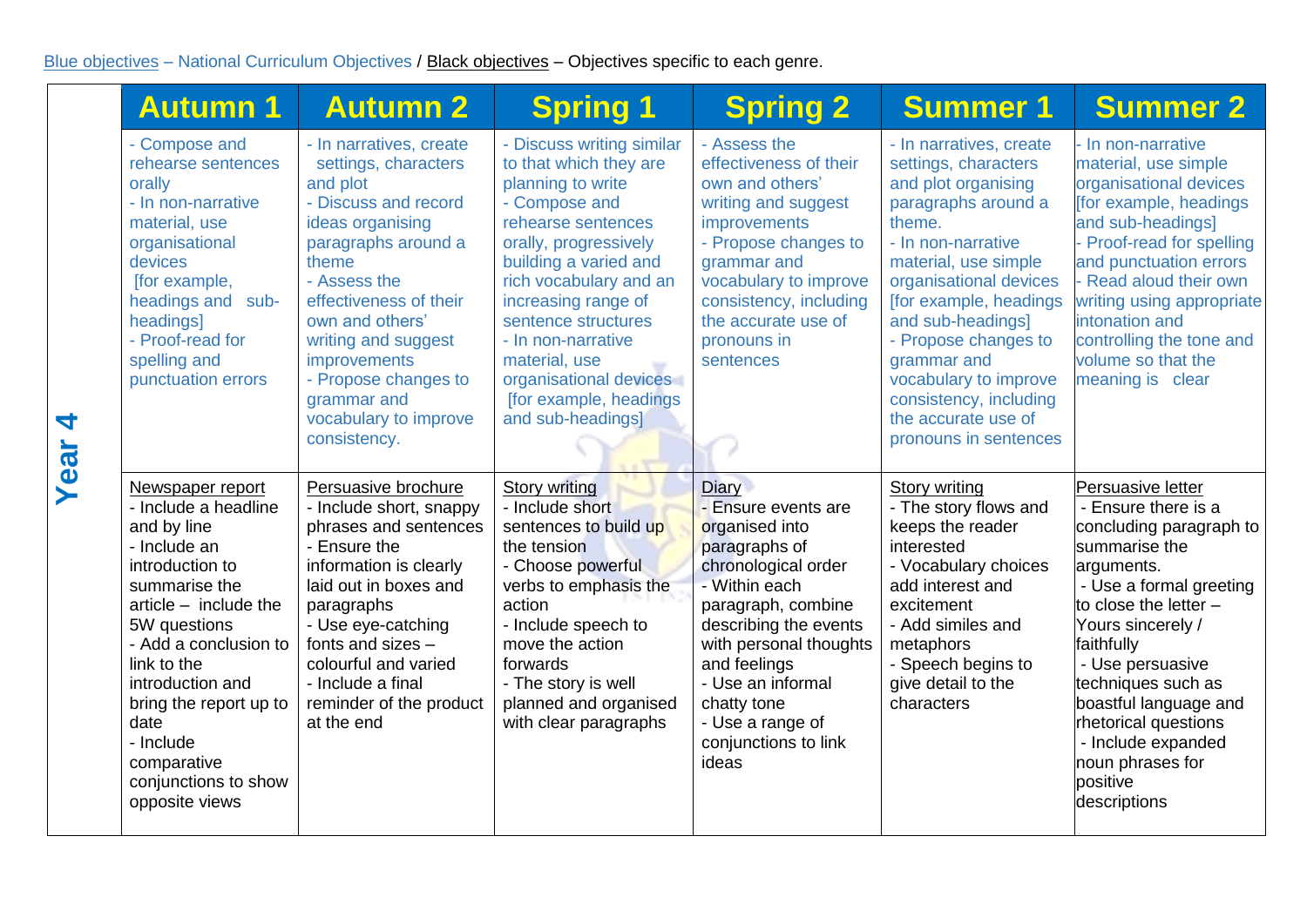Blue objectives – National Curriculum Objectives / Black objectives – Objectives specific to each genre.

| | Autumn 1 | Autumn 2 | Spring 1 | Spring 2 | Summer 1 | Summer 2 |
|---|---|---|---|---|---|---|
| **Year 4** | - Compose and rehearse sentences orally<br>- In non-narrative material, use organisational devices [for example, headings and sub-headings]<br>- Proof-read for spelling and punctuation errors | - In narratives, create settings, characters and plot<br>- Discuss and record ideas organising paragraphs around a theme<br>- Assess the effectiveness of their own and others' writing and suggest improvements<br>- Propose changes to grammar and vocabulary to improve consistency. | - Discuss writing similar to that which they are planning to write<br>- Compose and rehearse sentences orally, progressively building a varied and rich vocabulary and an increasing range of sentence structures<br>- In non-narrative material, use organisational devices [for example, headings and sub-headings] | - Assess the effectiveness of their own and others' writing and suggest improvements<br>- Propose changes to grammar and vocabulary to improve consistency, including the accurate use of pronouns in sentences | - In narratives, create settings, characters and plot organising paragraphs around a theme.<br>- In non-narrative material, use simple organisational devices [for example, headings and sub-headings]<br>- Propose changes to grammar and vocabulary to improve consistency, including the accurate use of pronouns in sentences | - In non-narrative material, use simple organisational devices [for example, headings and sub-headings]<br>- Proof-read for spelling and punctuation errors<br>- Read aloud their own writing using appropriate intonation and controlling the tone and volume so that the meaning is clear |
| | Newspaper report<br>- Include a headline and by line<br>- Include an introduction to summarise the article – include the 5W questions<br>- Add a conclusion to link to the introduction and bring the report up to date<br>- Include comparative conjunctions to show opposite views | Persuasive brochure<br>- Include short, snappy phrases and sentences<br>- Ensure the information is clearly laid out in boxes and paragraphs<br>- Use eye-catching fonts and sizes – colourful and varied<br>- Include a final reminder of the product at the end | Story writing<br>- Include short sentences to build up the tension<br>- Choose powerful verbs to emphasis the action<br>- Include speech to move the action forwards<br>- The story is well planned and organised with clear paragraphs | Diary<br>- Ensure events are organised into paragraphs of chronological order<br>- Within each paragraph, combine describing the events with personal thoughts and feelings<br>- Use an informal chatty tone<br>- Use a range of conjunctions to link ideas | Story writing<br>- The story flows and keeps the reader interested<br>- Vocabulary choices add interest and excitement<br>- Add similes and metaphors<br>- Speech begins to give detail to the characters | Persuasive letter<br>- Ensure there is a concluding paragraph to summarise the arguments.<br>- Use a formal greeting to close the letter – Yours sincerely / faithfully<br>- Use persuasive techniques such as boastful language and rhetorical questions<br>- Include expanded noun phrases for positive descriptions |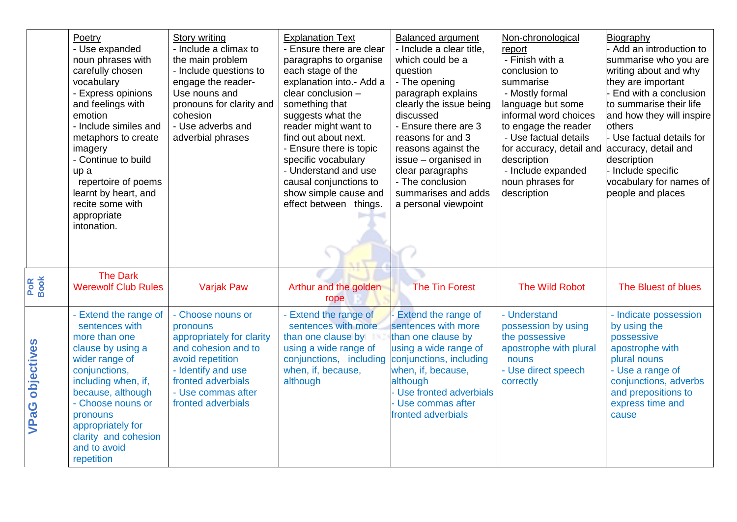| | Poetry | Story writing | Explanation Text | Balanced argument | Non-chronological report | Biography |
|---|---|---|---|---|---|---|
| | - Use expanded noun phrases with carefully chosen vocabulary<br>- Express opinions and feelings with emotion<br>- Include similes and metaphors to create imagery<br>- Continue to build up a repertoire of poems learnt by heart, and recite some with appropriate intonation. | - Include a climax to the main problem<br>- Include questions to engage the reader-<br>Use nouns and pronouns for clarity and cohesion<br>- Use adverbs and adverbial phrases | - Ensure there are clear paragraphs to organise each stage of the explanation into.- Add a clear conclusion – something that suggests what the reader might want to find out about next.<br>- Ensure there is topic specific vocabulary<br>- Understand and use causal conjunctions to show simple cause and effect between things. | - Include a clear title, which could be a question<br>- The opening paragraph explains clearly the issue being discussed<br>- Ensure there are 3 reasons for and 3 reasons against the issue – organised in clear paragraphs<br>- The conclusion summarises and adds a personal viewpoint | - Finish with a conclusion to summarise<br>- Mostly formal language but some informal word choices to engage the reader<br>- Use factual details for accuracy, detail and description<br>- Include expanded noun phrases for description | - Add an introduction to summarise who you are writing about and why they are important<br>- End with a conclusion to summarise their life and how they will inspire others<br>- Use factual details for accuracy, detail and description<br>- Include specific vocabulary for names of people and places |
| PoR Book | The Dark Werewolf Club Rules | Varjak Paw | Arthur and the golden rope | The Tin Forest | The Wild Robot | The Bluest of blues |
| VPaG objectives | - Extend the range of sentences with more than one clause by using a wider range of conjunctions, including when, if, because, although<br>- Choose nouns or pronouns appropriately for clarity and cohesion and to avoid repetition | - Choose nouns or pronouns appropriately for clarity and cohesion and to avoid repetition<br>- Identify and use fronted adverbials<br>- Use commas after fronted adverbials | - Extend the range of sentences with more than one clause by using a wide range of conjunctions, including when, if, because, although | - Extend the range of sentences with more than one clause by using a wide range of conjunctions, including when, if, because, although<br>- Use fronted adverbials<br>- Use commas after fronted adverbials | - Understand possession by using the possessive apostrophe with plural nouns<br>- Use direct speech correctly | - Indicate possession by using the possessive apostrophe with plural nouns<br>- Use a range of conjunctions, adverbs and prepositions to express time and cause |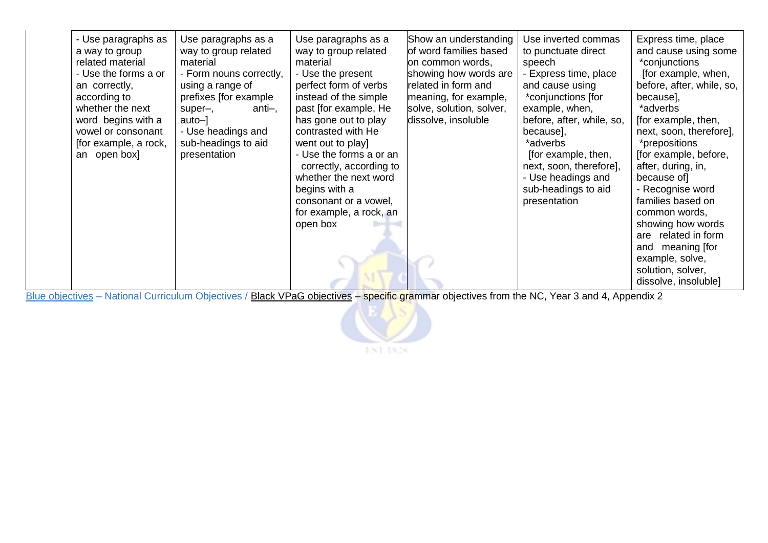|  | - Use paragraphs as a way to group related material<br>- Use the forms a or an correctly, according to whether the next word begins with a vowel or consonant [for example, a rock, an open box] | Use paragraphs as a way to group related material<br>- Form nouns correctly, using a range of prefixes [for example super–, anti–, auto–]<br>- Use headings and sub-headings to aid presentation | Use paragraphs as a way to group related material<br>- Use the present perfect form of verbs instead of the simple past [for example, He has gone out to play contrasted with He went out to play]<br>- Use the forms a or an correctly, according to whether the next word begins with a consonant or a vowel, for example, a rock, an open box | Show an understanding of word families based on common words, showing how words are related in form and meaning, for example, solve, solution, solver, dissolve, insoluble | Use inverted commas to punctuate direct speech<br>- Express time, place and cause using *conjunctions [for example, when, before, after, while, so, because],<br>*adverbs [for example, then, next, soon, therefore],<br>- Use headings and sub-headings to aid presentation | Express time, place and cause using some *conjunctions [for example, when, before, after, while, so, because],<br>*adverbs [for example, then, next, soon, therefore],<br>*prepositions [for example, before, after, during, in, because of]<br>- Recognise word families based on common words, showing how words are related in form and meaning [for example, solve, solution, solver, dissolve, insoluble] |
|---|---|---|---|---|---|---|

Blue objectives – National Curriculum Objectives / Black VPaG objectives – specific grammar objectives from the NC, Year 3 and 4, Appendix 2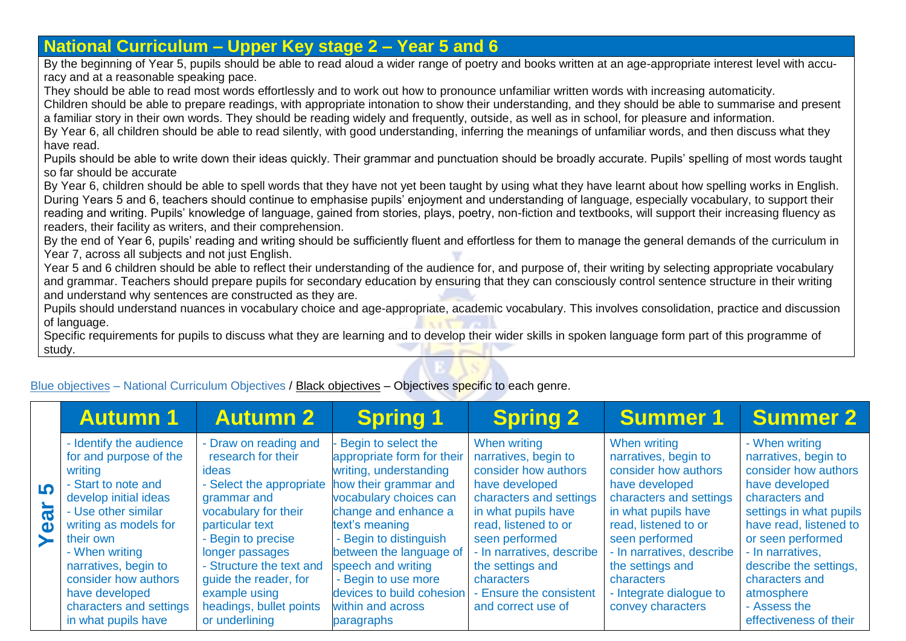## National Curriculum – Upper Key stage 2 – Year 5 and 6

By the beginning of Year 5, pupils should be able to read aloud a wider range of poetry and books written at an age-appropriate interest level with accuracy and at a reasonable speaking pace.
They should be able to read most words effortlessly and to work out how to pronounce unfamiliar written words with increasing automaticity.
Children should be able to prepare readings, with appropriate intonation to show their understanding, and they should be able to summarise and present a familiar story in their own words. They should be reading widely and frequently, outside, as well as in school, for pleasure and information.
By Year 6, all children should be able to read silently, with good understanding, inferring the meanings of unfamiliar words, and then discuss what they have read.
Pupils should be able to write down their ideas quickly. Their grammar and punctuation should be broadly accurate. Pupils' spelling of most words taught so far should be accurate
By Year 6, children should be able to spell words that they have not yet been taught by using what they have learnt about how spelling works in English.
During Years 5 and 6, teachers should continue to emphasise pupils' enjoyment and understanding of language, especially vocabulary, to support their reading and writing. Pupils' knowledge of language, gained from stories, plays, poetry, non-fiction and textbooks, will support their increasing fluency as readers, their facility as writers, and their comprehension.
By the end of Year 6, pupils' reading and writing should be sufficiently fluent and effortless for them to manage the general demands of the curriculum in Year 7, across all subjects and not just English.
Year 5 and 6 children should be able to reflect their understanding of the audience for, and purpose of, their writing by selecting appropriate vocabulary and grammar. Teachers should prepare pupils for secondary education by ensuring that they can consciously control sentence structure in their writing and understand why sentences are constructed as they are.
Pupils should understand nuances in vocabulary choice and age-appropriate, academic vocabulary. This involves consolidation, practice and discussion of language.
Specific requirements for pupils to discuss what they are learning and to develop their wider skills in spoken language form part of this programme of study.

Blue objectives – National Curriculum Objectives / Black objectives – Objectives specific to each genre.

| | Autumn 1 | Autumn 2 | Spring 1 | Spring 2 | Summer 1 | Summer 2 |
|---|---|---|---|---|---|---|
| Year 5 | - Identify the audience for and purpose of the writing<br>- Start to note and develop initial ideas<br>- Use other similar writing as models for their own<br>- When writing narratives, begin to consider how authors have developed characters and settings in what pupils have | - Draw on reading and research for their ideas<br>- Select the appropriate grammar and vocabulary for their particular text<br>- Begin to precise longer passages<br>- Structure the text and guide the reader, for example using headings, bullet points or underlining | - Begin to select the appropriate form for their writing, understanding how their grammar and vocabulary choices can change and enhance a text's meaning<br>- Begin to distinguish between the language of speech and writing<br>- Begin to use more devices to build cohesion within and across paragraphs | When writing narratives, begin to consider how authors have developed characters and settings in what pupils have read, listened to or seen performed<br>- In narratives, describe the settings and characters<br>- Ensure the consistent and correct use of | When writing narratives, begin to consider how authors have developed characters and settings in what pupils have read, listened to or seen performed<br>- In narratives, describe the settings and characters<br>- Integrate dialogue to convey characters | - When writing narratives, begin to consider how authors have developed characters and settings in what pupils have read, listened to or seen performed<br>- In narratives, describe the settings, characters and atmosphere<br>- Assess the effectiveness of their |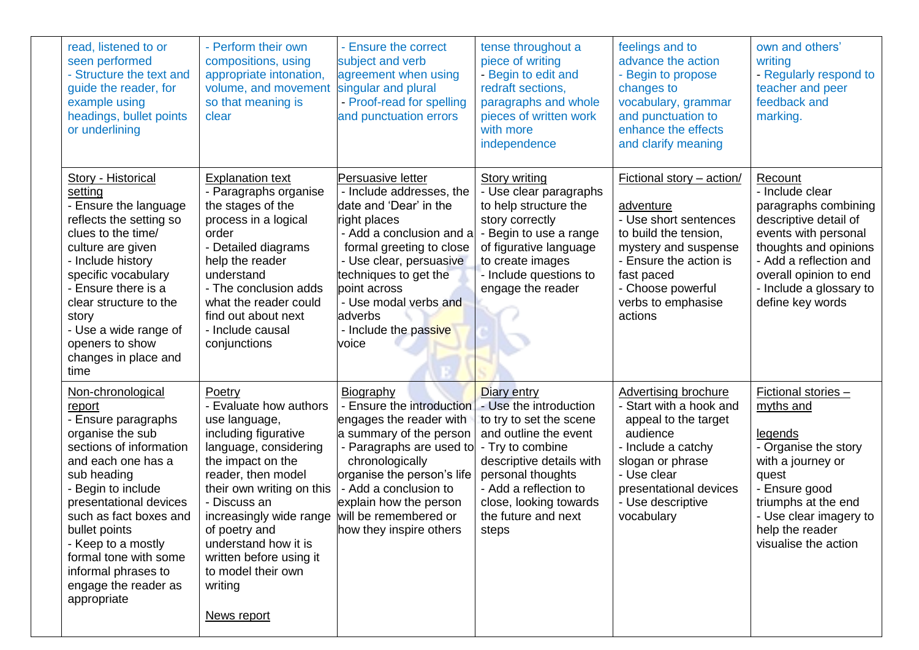| | | | | | | |
|---|---|---|---|---|---|---|
| | read, listened to or seen performed<br>- Structure the text and guide the reader, for example using headings, bullet points or underlining | - Perform their own compositions, using appropriate intonation, volume, and movement so that meaning is clear | - Ensure the correct subject and verb agreement when using singular and plural<br>- Proof-read for spelling and punctuation errors | tense throughout a piece of writing<br>- Begin to edit and redraft sections, paragraphs and whole pieces of written work with more independence | feelings and to advance the action<br>- Begin to propose changes to vocabulary, grammar and punctuation to enhance the effects and clarify meaning | own and others' writing<br>- Regularly respond to teacher and peer feedback and marking. |
| | Story - Historical setting<br>- Ensure the language reflects the setting so clues to the time/ culture are given<br>- Include history specific vocabulary<br>- Ensure there is a clear structure to the story<br>- Use a wide range of openers to show changes in place and time | Explanation text<br>- Paragraphs organise the stages of the process in a logical order<br>- Detailed diagrams help the reader understand<br>- The conclusion adds what the reader could find out about next<br>- Include causal conjunctions | Persuasive letter<br>- Include addresses, the date and 'Dear' in the right places<br>- Add a conclusion and a formal greeting to close<br>- Use clear, persuasive techniques to get the point across<br>- Use modal verbs and adverbs<br>- Include the passive voice | Story writing<br>- Use clear paragraphs to help structure the story correctly<br>- Begin to use a range of figurative language to create images<br>- Include questions to engage the reader | Fictional story – action/ adventure<br>- Use short sentences to build the tension, mystery and suspense<br>- Ensure the action is fast paced<br>- Choose powerful verbs to emphasise actions | Recount<br>- Include clear paragraphs combining descriptive detail of events with personal thoughts and opinions<br>- Add a reflection and overall opinion to end<br>- Include a glossary to define key words |
| | Non-chronological report<br>- Ensure paragraphs organise the sub sections of information and each one has a sub heading<br>- Begin to include presentational devices such as fact boxes and bullet points<br>- Keep to a mostly formal tone with some informal phrases to engage the reader as appropriate | Poetry<br>- Evaluate how authors use language, including figurative language, considering the impact on the reader, then model their own writing on this<br>- Discuss an increasingly wide range of poetry and understand how it is written before using it to model their own writing<br><br>News report | Biography<br>- Ensure the introduction engages the reader with a summary of the person<br>- Paragraphs are used to chronologically organise the person's life<br>- Add a conclusion to explain how the person will be remembered or how they inspire others | Diary entry<br>- Use the introduction to try to set the scene and outline the event<br>- Try to combine descriptive details with personal thoughts<br>- Add a reflection to close, looking towards the future and next steps | Advertising brochure<br>- Start with a hook and appeal to the target audience<br>- Include a catchy slogan or phrase<br>- Use clear presentational devices<br>- Use descriptive vocabulary | Fictional stories – myths and legends<br>- Organise the story with a journey or quest<br>- Ensure good triumphs at the end<br>- Use clear imagery to help the reader visualise the action |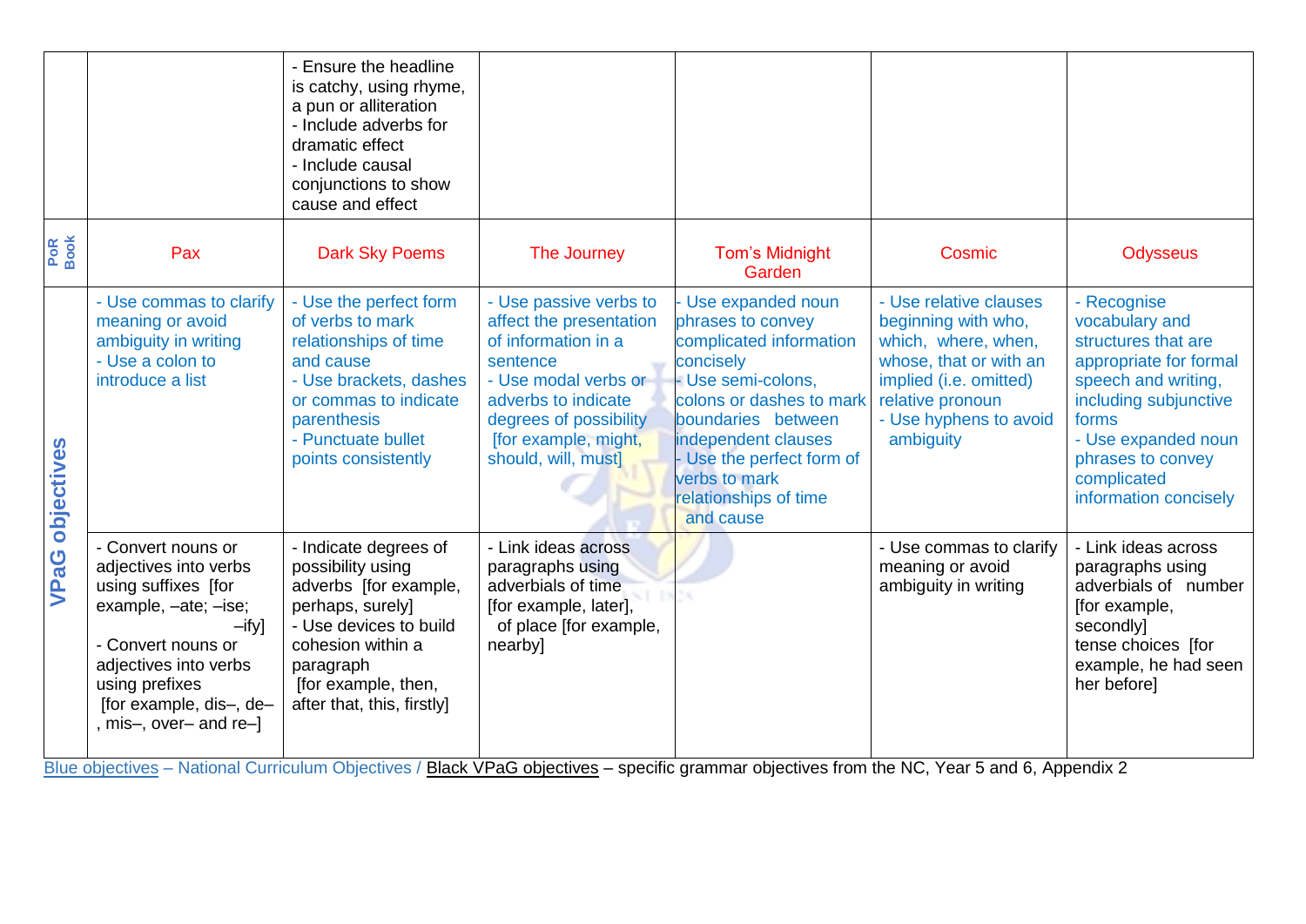| | | | | | | |
|---|---|---|---|---|---|---|
| | | - Ensure the headline is catchy, using rhyme, a pun or alliteration<br>- Include adverbs for dramatic effect<br>- Include causal conjunctions to show cause and effect | | | | |
| PoR Book | Pax | Dark Sky Poems | The Journey | Tom's Midnight Garden | Cosmic | Odysseus |
| VPaG objectives | - Use commas to clarify meaning or avoid ambiguity in writing<br>- Use a colon to introduce a list | - Use the perfect form of verbs to mark relationships of time and cause<br>- Use brackets, dashes or commas to indicate parenthesis<br>- Punctuate bullet points consistently | - Use passive verbs to affect the presentation of information in a sentence<br>- Use modal verbs or adverbs to indicate degrees of possibility [for example, might, should, will, must] | - Use expanded noun phrases to convey complicated information concisely<br>- Use semi-colons, colons or dashes to mark boundaries between independent clauses<br>- Use the perfect form of verbs to mark relationships of time and cause | - Use relative clauses beginning with who, which, where, when, whose, that or with an implied (i.e. omitted) relative pronoun<br>- Use hyphens to avoid ambiguity | - Recognise vocabulary and structures that are appropriate for formal speech and writing, including subjunctive forms<br>- Use expanded noun phrases to convey complicated information concisely |
| | - Convert nouns or adjectives into verbs using suffixes [for example, –ate; –ise; –ify]<br>- Convert nouns or adjectives into verbs using prefixes [for example, dis–, de–, mis–, over– and re–] | - Indicate degrees of possibility using adverbs [for example, perhaps, surely]<br>- Use devices to build cohesion within a paragraph [for example, then, after that, this, firstly] | - Link ideas across paragraphs using adverbials of time [for example, later], of place [for example, nearby] | | - Use commas to clarify meaning or avoid ambiguity in writing | - Link ideas across paragraphs using adverbials of number [for example, secondly] tense choices [for example, he had seen her before] |

Blue objectives – National Curriculum Objectives / Black VPaG objectives – specific grammar objectives from the NC, Year 5 and 6, Appendix 2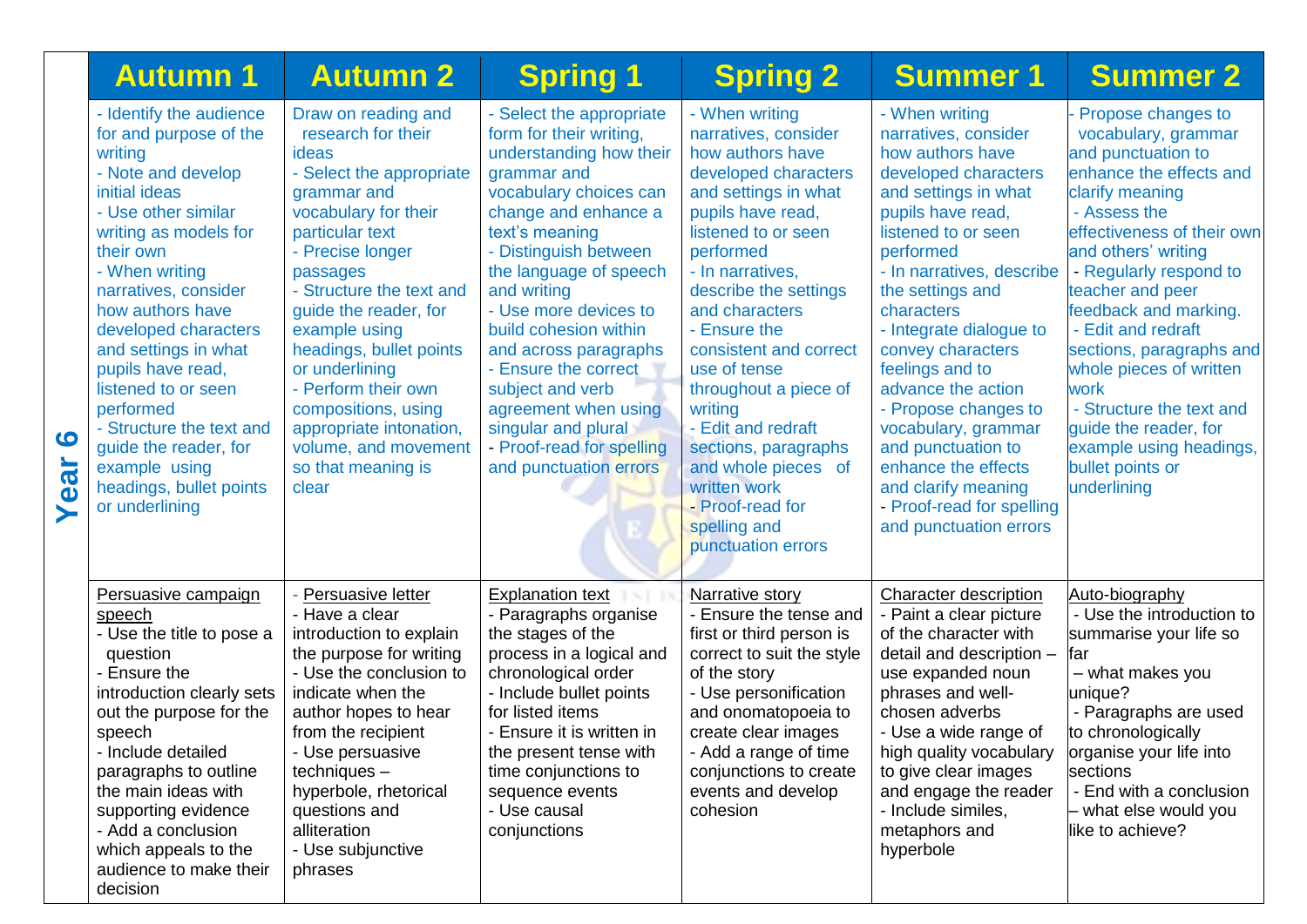| | Autumn 1 | Autumn 2 | Spring 1 | Spring 2 | Summer 1 | Summer 2 |
|---|---|---|---|---|---|---|
| **Year 6** | - Identify the audience for and purpose of the writing<br>- Note and develop initial ideas<br>- Use other similar writing as models for their own<br>- When writing narratives, consider how authors have developed characters and settings in what pupils have read, listened to or seen performed<br>- Structure the text and guide the reader, for example using headings, bullet points or underlining | Draw on reading and research for their ideas<br>- Select the appropriate grammar and vocabulary for their particular text<br>- Precise longer passages<br>- Structure the text and guide the reader, for example using headings, bullet points or underlining<br>- Perform their own compositions, using appropriate intonation, volume, and movement so that meaning is clear | - Select the appropriate form for their writing, understanding how their grammar and vocabulary choices can change and enhance a text's meaning<br>- Distinguish between the language of speech and writing<br>- Use more devices to build cohesion within and across paragraphs<br>- Ensure the correct subject and verb agreement when using singular and plural<br>- Proof-read for spelling and punctuation errors | - When writing narratives, consider how authors have developed characters and settings in what pupils have read, listened to or seen performed<br>- In narratives, describe the settings and characters<br>- Ensure the consistent and correct use of tense throughout a piece of writing<br>- Edit and redraft sections, paragraphs and whole pieces of written work<br>- Proof-read for spelling and punctuation errors | - When writing narratives, consider how authors have developed characters and settings in what pupils have read, listened to or seen performed<br>- In narratives, describe the settings and characters<br>- Integrate dialogue to convey characters feelings and to advance the action<br>- Propose changes to vocabulary, grammar and punctuation to enhance the effects and clarify meaning<br>- Proof-read for spelling and punctuation errors | - Propose changes to vocabulary, grammar and punctuation to enhance the effects and clarify meaning<br>- Assess the effectiveness of their own and others' writing<br>- Regularly respond to teacher and peer feedback and marking.<br>- Edit and redraft sections, paragraphs and whole pieces of written work<br>- Structure the text and guide the reader, for example using headings, bullet points or underlining |
| | <u>Persuasive campaign speech</u><br>- Use the title to pose a question<br>- Ensure the introduction clearly sets out the purpose for the speech<br>- Include detailed paragraphs to outline the main ideas with supporting evidence<br>- Add a conclusion which appeals to the audience to make their decision | - <u>Persuasive letter</u><br>- Have a clear introduction to explain the purpose for writing<br>- Use the conclusion to indicate when the author hopes to hear from the recipient<br>- Use persuasive techniques – hyperbole, rhetorical questions and alliteration<br>- Use subjunctive phrases | <u>Explanation text</u><br>- Paragraphs organise the stages of the process in a logical and chronological order<br>- Include bullet points for listed items<br>- Ensure it is written in the present tense with time conjunctions to sequence events<br>- Use causal conjunctions | <u>Narrative story</u><br>- Ensure the tense and first or third person is correct to suit the style of the story<br>- Use personification and onomatopoeia to create clear images<br>- Add a range of time conjunctions to create events and develop cohesion | <u>Character description</u><br>- Paint a clear picture of the character with detail and description – use expanded noun phrases and well-chosen adverbs<br>- Use a wide range of high quality vocabulary to give clear images and engage the reader<br>- Include similes, metaphors and hyperbole | <u>Auto-biography</u><br>- Use the introduction to summarise your life so far<br>– what makes you unique?<br>- Paragraphs are used to chronologically organise your life into sections<br>- End with a conclusion – what else would you like to achieve? |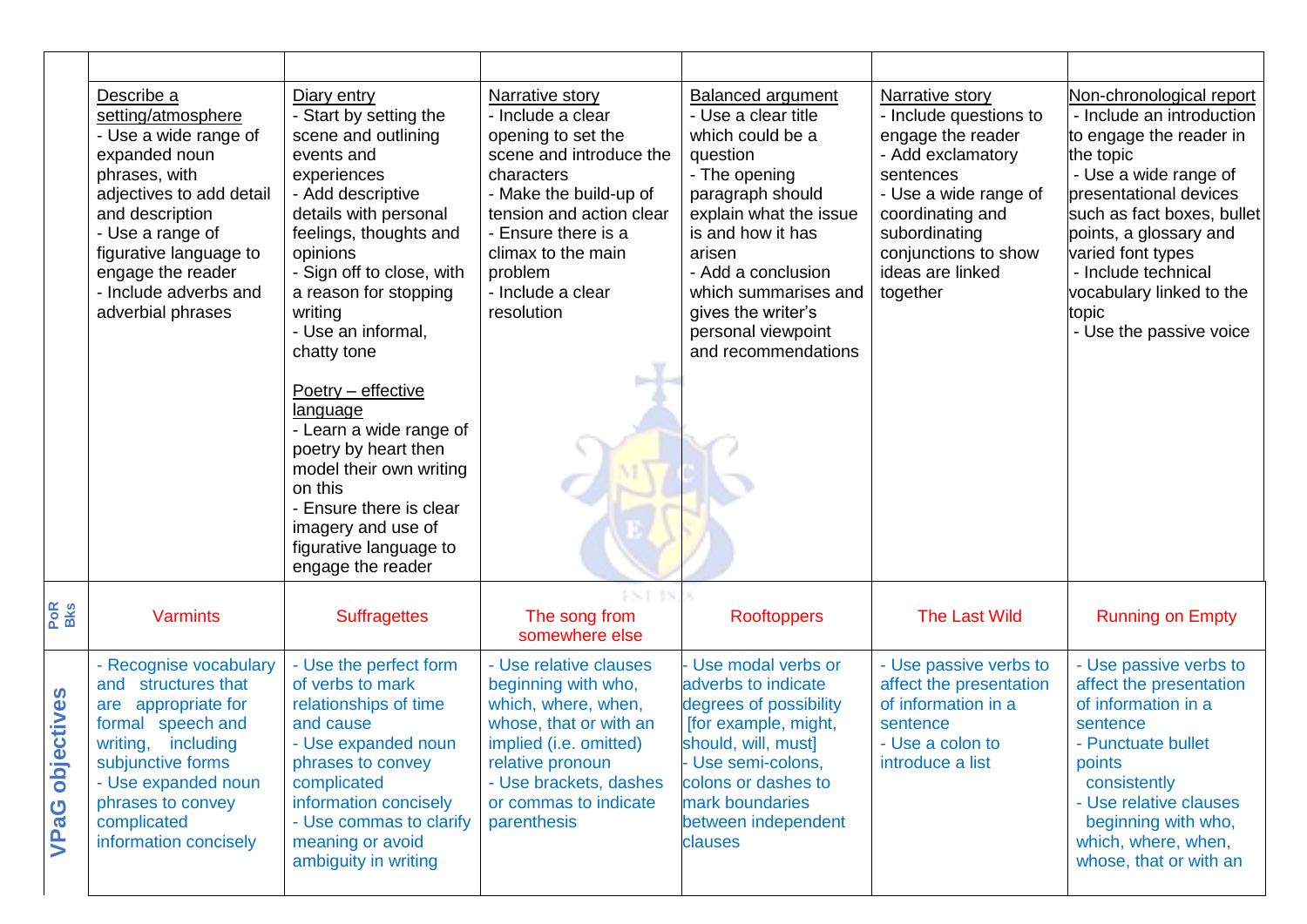| | | | | | | |
|---|---|---|---|---|---|---|
| | Describe a setting/atmosphere<br>- Use a wide range of expanded noun phrases, with adjectives to add detail and description<br>- Use a range of figurative language to engage the reader<br>- Include adverbs and adverbial phrases | Diary entry<br>- Start by setting the scene and outlining events and experiences<br>- Add descriptive details with personal feelings, thoughts and opinions<br>- Sign off to close, with a reason for stopping writing<br>- Use an informal, chatty tone<br><br>Poetry – effective language<br>- Learn a wide range of poetry by heart then model their own writing on this<br>- Ensure there is clear imagery and use of figurative language to engage the reader | Narrative story<br>- Include a clear opening to set the scene and introduce the characters<br>- Make the build-up of tension and action clear<br>- Ensure there is a climax to the main problem<br>- Include a clear resolution | Balanced argument<br>- Use a clear title which could be a question<br>- The opening paragraph should explain what the issue is and how it has arisen<br>- Add a conclusion which summarises and gives the writer's personal viewpoint and recommendations | Narrative story<br>- Include questions to engage the reader<br>- Add exclamatory sentences<br>- Use a wide range of coordinating and subordinating conjunctions to show ideas are linked together | Non-chronological report<br>- Include an introduction to engage the reader in the topic<br>- Use a wide range of presentational devices such as fact boxes, bullet points, a glossary and varied font types<br>- Include technical vocabulary linked to the topic<br>- Use the passive voice |
| PoR Bks | Varmints | Suffragettes | The song from somewhere else | Rooftoppers | The Last Wild | Running on Empty |
| VPaG objectives | - Recognise vocabulary and structures that are appropriate for formal speech and writing, including subjunctive forms<br>- Use expanded noun phrases to convey complicated information concisely | - Use the perfect form of verbs to mark relationships of time and cause<br>- Use expanded noun phrases to convey complicated information concisely<br>- Use commas to clarify meaning or avoid ambiguity in writing | - Use relative clauses beginning with who, which, where, when, whose, that or with an implied (i.e. omitted) relative pronoun<br>- Use brackets, dashes or commas to indicate parenthesis | - Use modal verbs or adverbs to indicate degrees of possibility [for example, might, should, will, must]<br>- Use semi-colons, colons or dashes to mark boundaries between independent clauses | - Use passive verbs to affect the presentation of information in a sentence<br>- Use a colon to introduce a list | - Use passive verbs to affect the presentation of information in a sentence<br>- Punctuate bullet points consistently<br>- Use relative clauses beginning with who, which, where, when, whose, that or with an |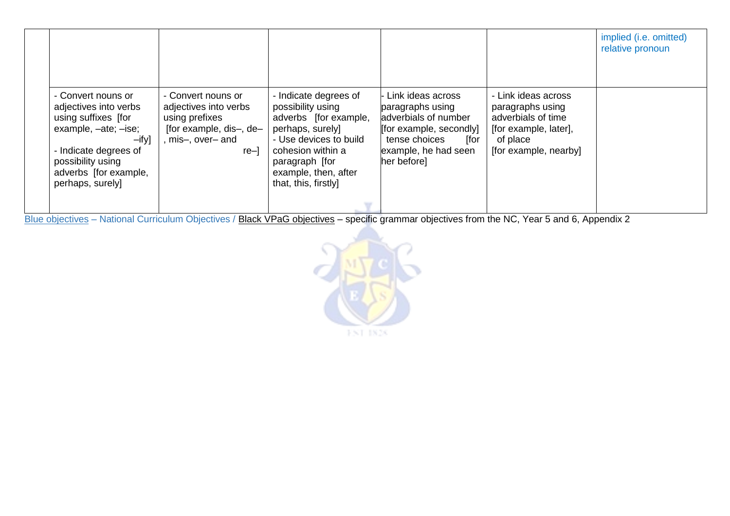| | | | | | | |
|---|---|---|---|---|---|---|
| | | | | | | implied (i.e. omitted) relative pronoun |
| | - Convert nouns or adjectives into verbs using suffixes [for example, –ate; –ise; –ify]<br>- Indicate degrees of possibility using adverbs [for example, perhaps, surely] | - Convert nouns or adjectives into verbs using prefixes [for example, dis–, de–, mis–, over– and re–] | - Indicate degrees of possibility using adverbs [for example, perhaps, surely]<br>- Use devices to build cohesion within a paragraph [for example, then, after that, this, firstly] | - Link ideas across paragraphs using adverbials of number [for example, secondly] tense choices [for example, he had seen her before] | - Link ideas across paragraphs using adverbials of time [for example, later], of place [for example, nearby] | |

Blue objectives – National Curriculum Objectives / Black VPaG objectives – specific grammar objectives from the NC, Year 5 and 6, Appendix 2